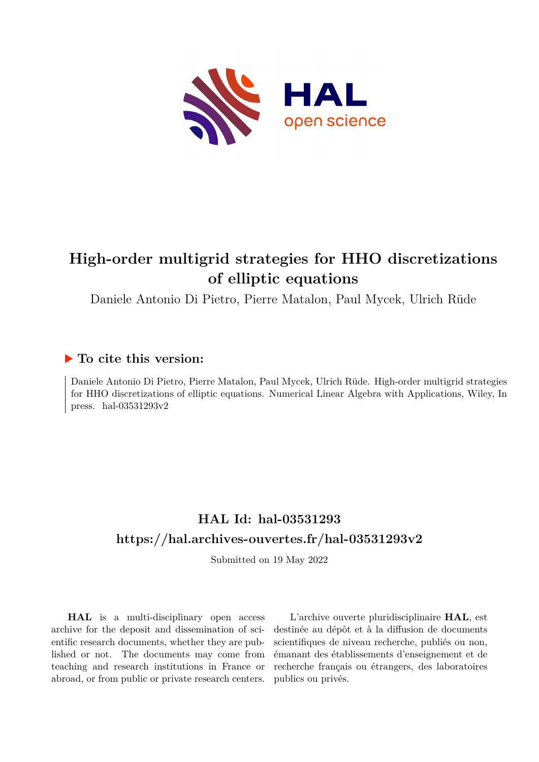# High-order multigrid strategies for HHO discretizations of elliptic equations

Daniele Antonio Di Pietro, Pierre Matalon, Paul Mycek, Ulrich Rüde

## ▶ To cite this version:

Daniele Antonio Di Pietro, Pierre Matalon, Paul Mycek, Ulrich Rüde. High-order multigrid strategies for HHO discretizations of elliptic equations. Numerical Linear Algebra with Applications, Wiley, In press. hal-03531293v2

## HAL Id: hal-03531293

## https://hal.archives-ouvertes.fr/hal-03531293v2

Submitted on 19 May 2022

**HAL** is a multi-disciplinary open access archive for the deposit and dissemination of scientific research documents, whether they are published or not. The documents may come from teaching and research institutions in France or abroad, or from public or private research centers.

L'archive ouverte pluridisciplinaire **HAL**, est destinée au dépôt et à la diffusion de documents scientifiques de niveau recherche, publiés ou non, émanant des établissements d'enseignement et de recherche français ou étrangers, des laboratoires publics ou privés.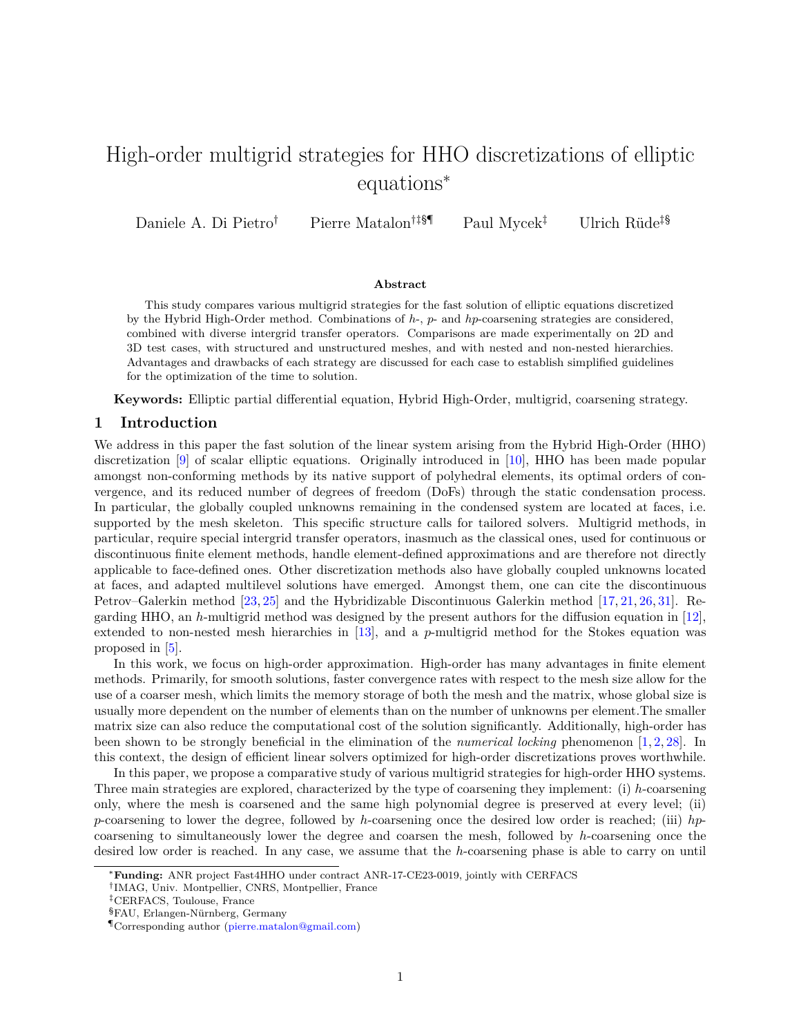# High-order multigrid strategies for HHO discretizations of elliptic equations*

Daniele A. Di Pietro[†] Pierre Matalon[†‡§¶] Paul Mycek[‡] Ulrich Rüde[‡§]

### Abstract

This study compares various multigrid strategies for the fast solution of elliptic equations discretized by the Hybrid High-Order method. Combinations of $h$-, $p$- and $hp$-coarsening strategies are considered, combined with diverse intergrid transfer operators. Comparisons are made experimentally on 2D and 3D test cases, with structured and unstructured meshes, and with nested and non-nested hierarchies. Advantages and drawbacks of each strategy are discussed for each case to establish simplified guidelines for the optimization of the time to solution.

**Keywords:** Elliptic partial differential equation, Hybrid High-Order, multigrid, coarsening strategy.

## 1 Introduction

We address in this paper the fast solution of the linear system arising from the Hybrid High-Order (HHO) discretization [9] of scalar elliptic equations. Originally introduced in [10], HHO has been made popular amongst non-conforming methods by its native support of polyhedral elements, its optimal orders of convergence, and its reduced number of degrees of freedom (DoFs) through the static condensation process. In particular, the globally coupled unknowns remaining in the condensed system are located at faces, i.e. supported by the mesh skeleton. This specific structure calls for tailored solvers. Multigrid methods, in particular, require special intergrid transfer operators, inasmuch as the classical ones, used for continuous or discontinuous finite element methods, handle element-defined approximations and are therefore not directly applicable to face-defined ones. Other discretization methods also have globally coupled unknowns located at faces, and adapted multilevel solutions have emerged. Amongst them, one can cite the discontinuous Petrov–Galerkin method [23, 25] and the Hybridizable Discontinuous Galerkin method [17, 21, 26, 31]. Regarding HHO, an $h$-multigrid method was designed by the present authors for the diffusion equation in [12], extended to non-nested mesh hierarchies in [13], and a $p$-multigrid method for the Stokes equation was proposed in [5].

In this work, we focus on high-order approximation. High-order has many advantages in finite element methods. Primarily, for smooth solutions, faster convergence rates with respect to the mesh size allow for the use of a coarser mesh, which limits the memory storage of both the mesh and the matrix, whose global size is usually more dependent on the number of elements than on the number of unknowns per element.The smaller matrix size can also reduce the computational cost of the solution significantly. Additionally, high-order has been shown to be strongly beneficial in the elimination of the *numerical locking* phenomenon [1, 2, 28]. In this context, the design of efficient linear solvers optimized for high-order discretizations proves worthwhile.

In this paper, we propose a comparative study of various multigrid strategies for high-order HHO systems. Three main strategies are explored, characterized by the type of coarsening they implement: (i) $h$-coarsening only, where the mesh is coarsened and the same high polynomial degree is preserved at every level; (ii) $p$-coarsening to lower the degree, followed by $h$-coarsening once the desired low order is reached; (iii) $hp$-coarsening to simultaneously lower the degree and coarsen the mesh, followed by $h$-coarsening once the desired low order is reached. In any case, we assume that the $h$-coarsening phase is able to carry on until

*Funding: ANR project Fast4HHO under contract ANR-17-CE23-0019, jointly with CERFACS

†IMAG, Univ. Montpellier, CNRS, Montpellier, France

‡CERFACS, Toulouse, France

§FAU, Erlangen-Nürnberg, Germany

¶Corresponding author (pierre.matalon@gmail.com)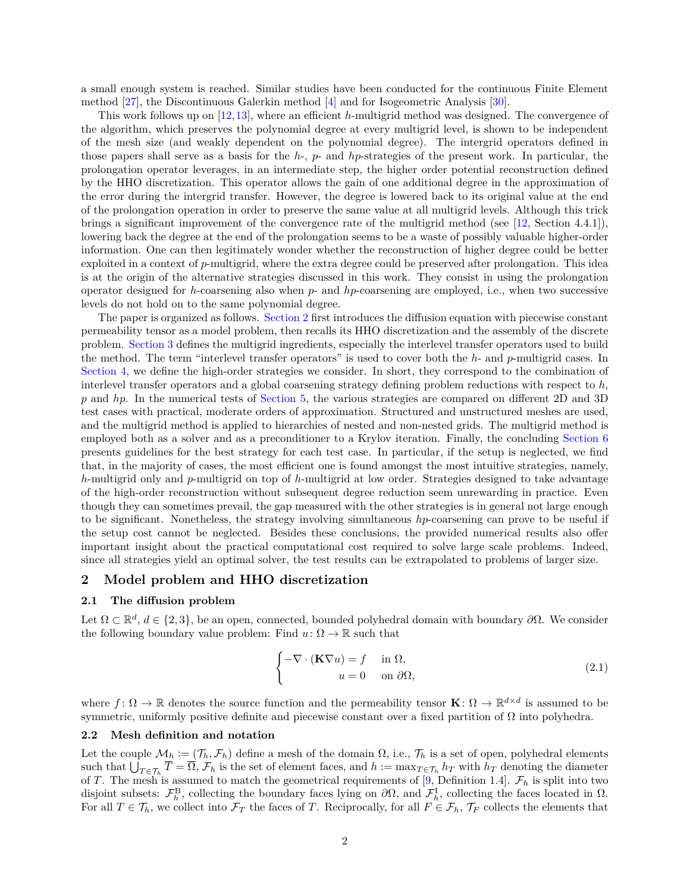a small enough system is reached. Similar studies have been conducted for the continuous Finite Element method [27], the Discontinuous Galerkin method [4] and for Isogeometric Analysis [30].

This work follows up on [12,13], where an efficient $h$-multigrid method was designed. The convergence of the algorithm, which preserves the polynomial degree at every multigrid level, is shown to be independent of the mesh size (and weakly dependent on the polynomial degree). The intergrid operators defined in those papers shall serve as a basis for the $h$-, $p$- and $hp$-strategies of the present work. In particular, the prolongation operator leverages, in an intermediate step, the higher order potential reconstruction defined by the HHO discretization. This operator allows the gain of one additional degree in the approximation of the error during the intergrid transfer. However, the degree is lowered back to its original value at the end of the prolongation operation in order to preserve the same value at all multigrid levels. Although this trick brings a significant improvement of the convergence rate of the multigrid method (see [12, Section 4.4.1]), lowering back the degree at the end of the prolongation seems to be a waste of possibly valuable higher-order information. One can then legitimately wonder whether the reconstruction of higher degree could be better exploited in a context of $p$-multigrid, where the extra degree could be preserved after prolongation. This idea is at the origin of the alternative strategies discussed in this work. They consist in using the prolongation operator designed for $h$-coarsening also when $p$- and $hp$-coarsening are employed, i.e., when two successive levels do not hold on to the same polynomial degree.

The paper is organized as follows. Section 2 first introduces the diffusion equation with piecewise constant permeability tensor as a model problem, then recalls its HHO discretization and the assembly of the discrete problem. Section 3 defines the multigrid ingredients, especially the interlevel transfer operators used to build the method. The term "interlevel transfer operators" is used to cover both the $h$- and $p$-multigrid cases. In Section 4, we define the high-order strategies we consider. In short, they correspond to the combination of interlevel transfer operators and a global coarsening strategy defining problem reductions with respect to $h$, $p$ and $hp$. In the numerical tests of Section 5, the various strategies are compared on different 2D and 3D test cases with practical, moderate orders of approximation. Structured and unstructured meshes are used, and the multigrid method is applied to hierarchies of nested and non-nested grids. The multigrid method is employed both as a solver and as a preconditioner to a Krylov iteration. Finally, the concluding Section 6 presents guidelines for the best strategy for each test case. In particular, if the setup is neglected, we find that, in the majority of cases, the most efficient one is found amongst the most intuitive strategies, namely, $h$-multigrid only and $p$-multigrid on top of $h$-multigrid at low order. Strategies designed to take advantage of the high-order reconstruction without subsequent degree reduction seem unrewarding in practice. Even though they can sometimes prevail, the gap measured with the other strategies is in general not large enough to be significant. Nonetheless, the strategy involving simultaneous $hp$-coarsening can prove to be useful if the setup cost cannot be neglected. Besides these conclusions, the provided numerical results also offer important insight about the practical computational cost required to solve large scale problems. Indeed, since all strategies yield an optimal solver, the test results can be extrapolated to problems of larger size.

## 2 Model problem and HHO discretization

### 2.1 The diffusion problem

Let $\Omega \subset \mathbb{R}^d$, $d \in \{2, 3\}$, be an open, connected, bounded polyhedral domain with boundary $\partial\Omega$. We consider the following boundary value problem: Find $u\colon \Omega \to \mathbb{R}$ such that

$$\begin{cases} -\nabla \cdot (\mathbf{K}\nabla u) = f & \text{in } \Omega, \\ u = 0 & \text{on } \partial\Omega, \end{cases} \tag{2.1}$$

where $f\colon \Omega \to \mathbb{R}$ denotes the source function and the permeability tensor $\mathbf{K}\colon \Omega \to \mathbb{R}^{d\times d}$ is assumed to be symmetric, uniformly positive definite and piecewise constant over a fixed partition of $\Omega$ into polyhedra.

### 2.2 Mesh definition and notation

Let the couple $\mathcal{M}_h := (\mathcal{T}_h, \mathcal{F}_h)$ define a mesh of the domain $\Omega$, i.e., $\mathcal{T}_h$ is a set of open, polyhedral elements such that $\bigcup_{T\in\mathcal{T}_h} \overline{T} = \overline{\Omega}$, $\mathcal{F}_h$ is the set of element faces, and $h := \max_{T\in\mathcal{T}_h} h_T$ with $h_T$ denoting the diameter of $T$. The mesh is assumed to match the geometrical requirements of [9, Definition 1.4]. $\mathcal{F}_h$ is split into two disjoint subsets: $\mathcal{F}_h^{\mathrm{B}}$, collecting the boundary faces lying on $\partial\Omega$, and $\mathcal{F}_h^{\mathrm{I}}$, collecting the faces located in $\Omega$. For all $T \in \mathcal{T}_h$, we collect into $\mathcal{F}_T$ the faces of $T$. Reciprocally, for all $F \in \mathcal{F}_h$, $\mathcal{T}_F$ collects the elements that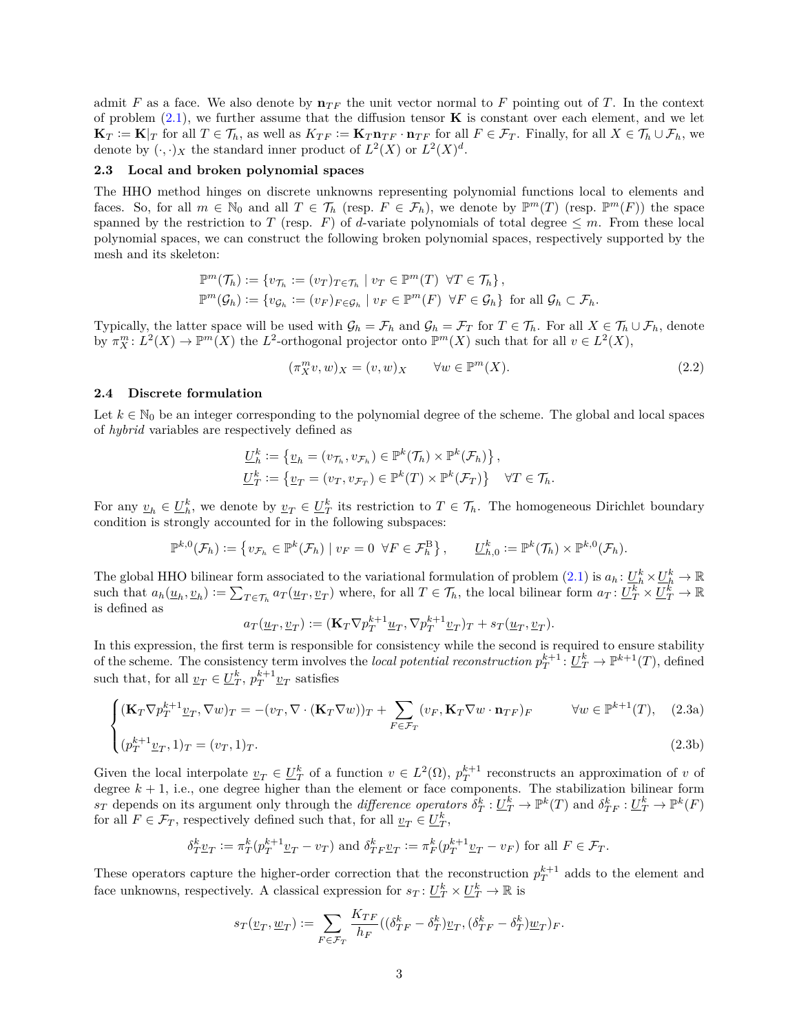admit $F$ as a face. We also denote by $\mathbf{n}_{TF}$ the unit vector normal to $F$ pointing out of $T$. In the context of problem (2.1), we further assume that the diffusion tensor $\mathbf{K}$ is constant over each element, and we let $\mathbf{K}_T := \mathbf{K}|_T$ for all $T \in \mathcal{T}_h$, as well as $K_{TF} := \mathbf{K}_T\mathbf{n}_{TF} \cdot \mathbf{n}_{TF}$ for all $F \in \mathcal{F}_T$. Finally, for all $X \in \mathcal{T}_h \cup \mathcal{F}_h$, we denote by $(\cdot,\cdot)_X$ the standard inner product of $L^2(X)$ or $L^2(X)^d$.

### 2.3 Local and broken polynomial spaces

The HHO method hinges on discrete unknowns representing polynomial functions local to elements and faces. So, for all $m \in \mathbb{N}_0$ and all $T \in \mathcal{T}_h$ (resp. $F \in \mathcal{F}_h$), we denote by $\mathbb{P}^m(T)$ (resp. $\mathbb{P}^m(F)$) the space spanned by the restriction to $T$ (resp. $F$) of $d$-variate polynomials of total degree $\leq m$. From these local polynomial spaces, we can construct the following broken polynomial spaces, respectively supported by the mesh and its skeleton:

$$
\begin{aligned}
\mathbb{P}^m(\mathcal{T}_h) &:= \{v_{\mathcal{T}_h} := (v_T)_{T\in\mathcal{T}_h} \mid v_T \in \mathbb{P}^m(T) \ \ \forall T \in \mathcal{T}_h\},\\
\mathbb{P}^m(\mathcal{G}_h) &:= \{v_{\mathcal{G}_h} := (v_F)_{F\in\mathcal{G}_h} \mid v_F \in \mathbb{P}^m(F) \ \ \forall F \in \mathcal{G}_h\} \text{ for all } \mathcal{G}_h \subset \mathcal{F}_h.
\end{aligned}
$$

Typically, the latter space will be used with $\mathcal{G}_h = \mathcal{F}_h$ and $\mathcal{G}_h = \mathcal{F}_T$ for $T \in \mathcal{T}_h$. For all $X \in \mathcal{T}_h \cup \mathcal{F}_h$, denote by $\pi_X^m \colon L^2(X) \to \mathbb{P}^m(X)$ the $L^2$-orthogonal projector onto $\mathbb{P}^m(X)$ such that for all $v \in L^2(X)$,

$$
(\pi_X^m v, w)_X = (v, w)_X \qquad \forall w \in \mathbb{P}^m(X). \tag{2.2}
$$

### 2.4 Discrete formulation

Let $k \in \mathbb{N}_0$ be an integer corresponding to the polynomial degree of the scheme. The global and local spaces of *hybrid* variables are respectively defined as

$$
\begin{aligned}
\underline{U}_h^k &:= \left\{\underline{v}_h = (v_{\mathcal{T}_h}, v_{\mathcal{F}_h}) \in \mathbb{P}^k(\mathcal{T}_h) \times \mathbb{P}^k(\mathcal{F}_h)\right\},\\
\underline{U}_T^k &:= \left\{\underline{v}_T = (v_T, v_{\mathcal{F}_T}) \in \mathbb{P}^k(T) \times \mathbb{P}^k(\mathcal{F}_T)\right\} \quad \forall T \in \mathcal{T}_h.
\end{aligned}
$$

For any $\underline{v}_h \in \underline{U}_h^k$, we denote by $\underline{v}_T \in \underline{U}_T^k$ its restriction to $T \in \mathcal{T}_h$. The homogeneous Dirichlet boundary condition is strongly accounted for in the following subspaces:

$$
\mathbb{P}^{k,0}(\mathcal{F}_h) := \left\{v_{\mathcal{F}_h} \in \mathbb{P}^k(\mathcal{F}_h) \mid v_F = 0 \ \ \forall F \in \mathcal{F}_h^{\mathrm{B}}\right\}, \qquad \underline{U}_{h,0}^k := \mathbb{P}^k(\mathcal{T}_h) \times \mathbb{P}^{k,0}(\mathcal{F}_h).
$$

The global HHO bilinear form associated to the variational formulation of problem (2.1) is $a_h \colon \underline{U}_h^k \times \underline{U}_h^k \to \mathbb{R}$ such that $a_h(\underline{u}_h, \underline{v}_h) := \sum_{T\in\mathcal{T}_h} a_T(\underline{u}_T, \underline{v}_T)$ where, for all $T \in \mathcal{T}_h$, the local bilinear form $a_T \colon \underline{U}_T^k \times \underline{U}_T^k \to \mathbb{R}$ is defined as

$$
a_T(\underline{u}_T, \underline{v}_T) := (\mathbf{K}_T \nabla p_T^{k+1}\underline{u}_T, \nabla p_T^{k+1}\underline{v}_T)_T + s_T(\underline{u}_T, \underline{v}_T).
$$

In this expression, the first term is responsible for consistency while the second is required to ensure stability of the scheme. The consistency term involves the *local potential reconstruction* $p_T^{k+1} \colon \underline{U}_T^k \to \mathbb{P}^{k+1}(T)$, defined such that, for all $\underline{v}_T \in \underline{U}_T^k$, $p_T^{k+1}\underline{v}_T$ satisfies

$$
\begin{cases}
(\mathbf{K}_T \nabla p_T^{k+1}\underline{v}_T, \nabla w)_T = -(v_T, \nabla\cdot(\mathbf{K}_T\nabla w))_T + \displaystyle\sum_{F\in\mathcal{F}_T} (v_F, \mathbf{K}_T\nabla w\cdot\mathbf{n}_{TF})_F & \forall w \in \mathbb{P}^{k+1}(T), \quad (2.3a)\\[2ex]
(p_T^{k+1}\underline{v}_T, 1)_T = (v_T, 1)_T. & (2.3b)
\end{cases}
$$

Given the local interpolate $\underline{v}_T \in \underline{U}_T^k$ of a function $v \in L^2(\Omega)$, $p_T^{k+1}$ reconstructs an approximation of $v$ of degree $k+1$, i.e., one degree higher than the element or face components. The stabilization bilinear form $s_T$ depends on its argument only through the *difference operators* $\delta_T^k : \underline{U}_T^k \to \mathbb{P}^k(T)$ and $\delta_{TF}^k : \underline{U}_T^k \to \mathbb{P}^k(F)$ for all $F \in \mathcal{F}_T$, respectively defined such that, for all $\underline{v}_T \in \underline{U}_T^k$,

$$
\delta_T^k \underline{v}_T := \pi_T^k(p_T^{k+1}\underline{v}_T - v_T) \text{ and } \delta_{TF}^k \underline{v}_T := \pi_F^k(p_T^{k+1}\underline{v}_T - v_F) \text{ for all } F \in \mathcal{F}_T.
$$

These operators capture the higher-order correction that the reconstruction $p_T^{k+1}$ adds to the element and face unknowns, respectively. A classical expression for $s_T \colon \underline{U}_T^k \times \underline{U}_T^k \to \mathbb{R}$ is

$$
s_T(\underline{v}_T, \underline{w}_T) := \sum_{F\in\mathcal{F}_T} \frac{K_{TF}}{h_F}((\delta_{TF}^k - \delta_T^k)\underline{v}_T, (\delta_{TF}^k - \delta_T^k)\underline{w}_T)_F.
$$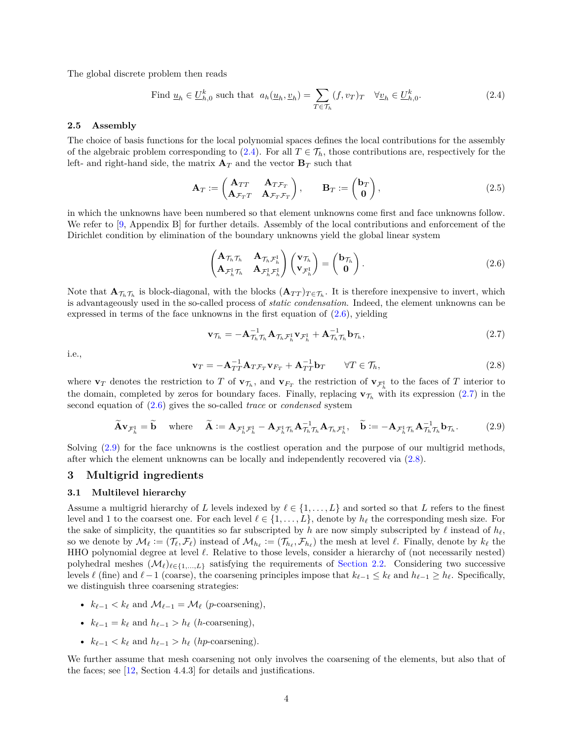The global discrete problem then reads

$$\text{Find } \underline{u}_h \in \underline{U}^k_{h,0} \text{ such that } \; a_h(\underline{u}_h, \underline{v}_h) = \sum_{T\in\mathcal{T}_h} (f, v_T)_T \quad \forall \underline{v}_h \in \underline{U}^k_{h,0}. \tag{2.4}$$

### 2.5 Assembly

The choice of basis functions for the local polynomial spaces defines the local contributions for the assembly of the algebraic problem corresponding to (2.4). For all $T \in \mathcal{T}_h$, those contributions are, respectively for the left- and right-hand side, the matrix $\mathbf{A}_T$ and the vector $\mathbf{B}_T$ such that

$$\mathbf{A}_T := \begin{pmatrix} \mathbf{A}_{TT} & \mathbf{A}_{T\mathcal{F}_T} \\ \mathbf{A}_{\mathcal{F}_T T} & \mathbf{A}_{\mathcal{F}_T\mathcal{F}_T} \end{pmatrix}, \qquad \mathbf{B}_T := \begin{pmatrix} \mathbf{b}_T \\ \mathbf{0} \end{pmatrix}, \tag{2.5}$$

in which the unknowns have been numbered so that element unknowns come first and face unknowns follow. We refer to [9, Appendix B] for further details. Assembly of the local contributions and enforcement of the Dirichlet condition by elimination of the boundary unknowns yield the global linear system

$$\begin{pmatrix} \mathbf{A}_{\mathcal{T}_h\mathcal{T}_h} & \mathbf{A}_{\mathcal{T}_h\mathcal{F}^{\mathrm{I}}_h} \\ \mathbf{A}_{\mathcal{F}^{\mathrm{I}}_h\mathcal{T}_h} & \mathbf{A}_{\mathcal{F}^{\mathrm{I}}_h\mathcal{F}^{\mathrm{I}}_h} \end{pmatrix} \begin{pmatrix} \mathbf{v}_{\mathcal{T}_h} \\ \mathbf{v}_{\mathcal{F}^{\mathrm{I}}_h} \end{pmatrix} = \begin{pmatrix} \mathbf{b}_{\mathcal{T}_h} \\ \mathbf{0} \end{pmatrix}. \tag{2.6}$$

Note that $\mathbf{A}_{\mathcal{T}_h\mathcal{T}_h}$ is block-diagonal, with the blocks $(\mathbf{A}_{TT})_{T\in\mathcal{T}_h}$. It is therefore inexpensive to invert, which is advantageously used in the so-called process of *static condensation*. Indeed, the element unknowns can be expressed in terms of the face unknowns in the first equation of (2.6), yielding

$$\mathbf{v}_{\mathcal{T}_h} = -\mathbf{A}^{-1}_{\mathcal{T}_h\mathcal{T}_h}\mathbf{A}_{\mathcal{T}_h\mathcal{F}^{\mathrm{I}}_h}\mathbf{v}_{\mathcal{F}^{\mathrm{I}}_h} + \mathbf{A}^{-1}_{\mathcal{T}_h\mathcal{T}_h}\mathbf{b}_{\mathcal{T}_h}, \tag{2.7}$$

i.e.,

$$\mathbf{v}_T = -\mathbf{A}^{-1}_{TT}\mathbf{A}_{T\mathcal{F}_T}\mathbf{v}_{F_T} + \mathbf{A}^{-1}_{TT}\mathbf{b}_T \qquad \forall T \in \mathcal{T}_h, \tag{2.8}$$

where $\mathbf{v}_T$ denotes the restriction to $T$ of $\mathbf{v}_{\mathcal{T}_h}$, and $\mathbf{v}_{F_T}$ the restriction of $\mathbf{v}_{\mathcal{F}^{\mathrm{I}}_h}$ to the faces of $T$ interior to the domain, completed by zeros for boundary faces. Finally, replacing $\mathbf{v}_{\mathcal{T}_h}$ with its expression (2.7) in the second equation of (2.6) gives the so-called *trace* or *condensed* system

$$\widetilde{\mathbf{A}}\mathbf{v}_{\mathcal{F}^{\mathrm{I}}_h} = \widetilde{\mathbf{b}} \quad \text{ where } \quad \widetilde{\mathbf{A}} := \mathbf{A}_{\mathcal{F}^{\mathrm{I}}_h\mathcal{F}^{\mathrm{I}}_h} - \mathbf{A}_{\mathcal{F}^{\mathrm{I}}_h\mathcal{T}_h}\mathbf{A}^{-1}_{\mathcal{T}_h\mathcal{T}_h}\mathbf{A}_{\mathcal{T}_h\mathcal{F}^{\mathrm{I}}_h}, \quad \widetilde{\mathbf{b}} := -\mathbf{A}_{\mathcal{F}^{\mathrm{I}}_h\mathcal{T}_h}\mathbf{A}^{-1}_{\mathcal{T}_h\mathcal{T}_h}\mathbf{b}_{\mathcal{T}_h}. \tag{2.9}$$

Solving (2.9) for the face unknowns is the costliest operation and the purpose of our multigrid methods, after which the element unknowns can be locally and independently recovered via (2.8).

## 3 Multigrid ingredients

### 3.1 Multilevel hierarchy

Assume a multigrid hierarchy of $L$ levels indexed by $\ell \in \{1, \ldots, L\}$ and sorted so that $L$ refers to the finest level and 1 to the coarsest one. For each level $\ell \in \{1, \ldots, L\}$, denote by $h_\ell$ the corresponding mesh size. For the sake of simplicity, the quantities so far subscripted by $h$ are now simply subscripted by $\ell$ instead of $h_\ell$, so we denote by $\mathcal{M}_\ell := (\mathcal{T}_\ell, \mathcal{F}_\ell)$ instead of $\mathcal{M}_{h_\ell} := (\mathcal{T}_{h_\ell}, \mathcal{F}_{h_\ell})$ the mesh at level $\ell$. Finally, denote by $k_\ell$ the HHO polynomial degree at level $\ell$. Relative to those levels, consider a hierarchy of (not necessarily nested) polyhedral meshes $(\mathcal{M}_\ell)_{\ell\in\{1,\ldots,L\}}$ satisfying the requirements of Section 2.2. Considering two successive levels $\ell$ (fine) and $\ell-1$ (coarse), the coarsening principles impose that $k_{\ell-1} \leq k_\ell$ and $h_{\ell-1} \geq h_\ell$. Specifically, we distinguish three coarsening strategies:

- $k_{\ell-1} < k_\ell$ and $\mathcal{M}_{\ell-1} = \mathcal{M}_\ell$ ($p$-coarsening),
- $k_{\ell-1} = k_\ell$ and $h_{\ell-1} > h_\ell$ ($h$-coarsening),
- $k_{\ell-1} < k_\ell$ and $h_{\ell-1} > h_\ell$ ($hp$-coarsening).

We further assume that mesh coarsening not only involves the coarsening of the elements, but also that of the faces; see [12, Section 4.4.3] for details and justifications.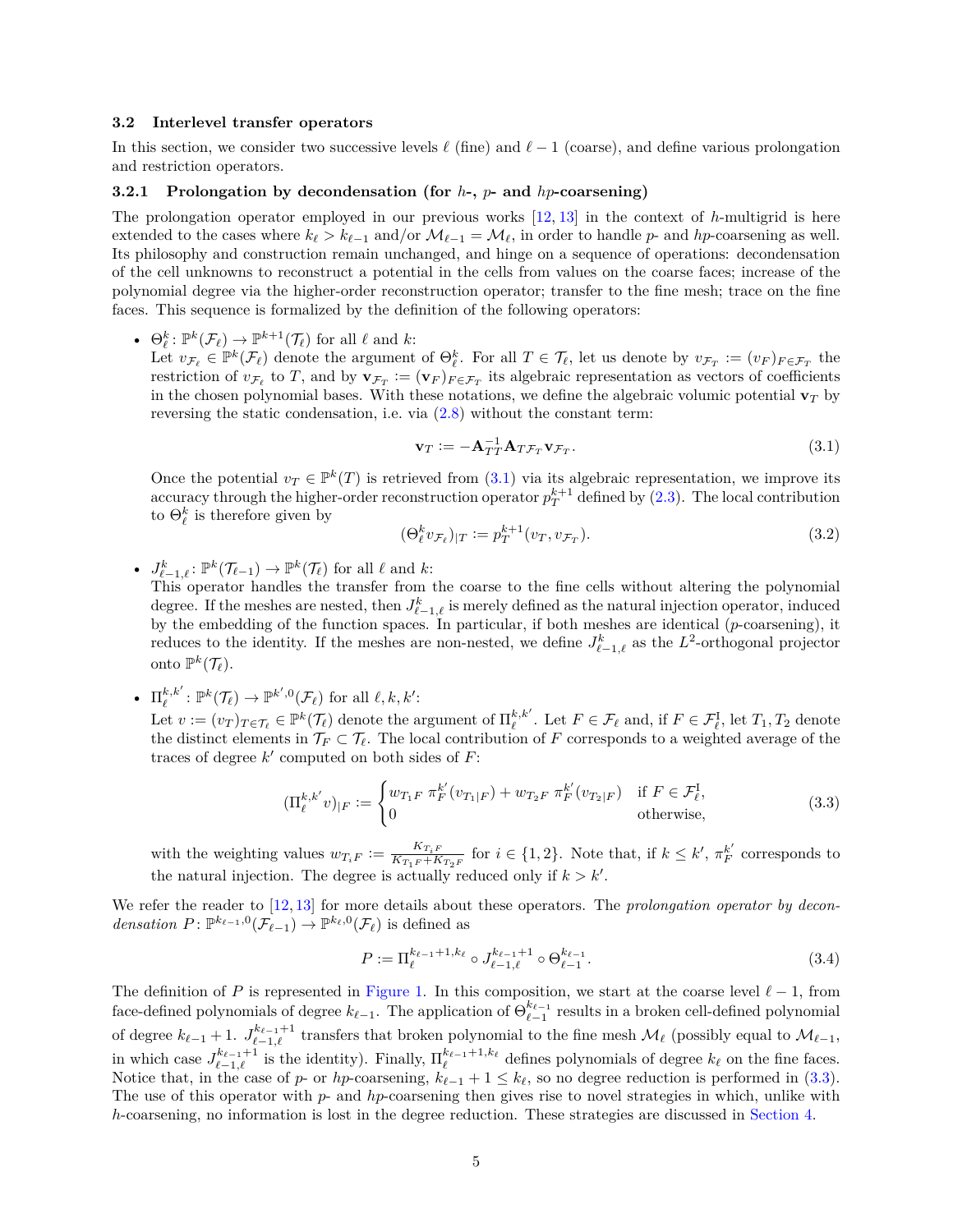### 3.2 Interlevel transfer operators

In this section, we consider two successive levels $\ell$ (fine) and $\ell-1$ (coarse), and define various prolongation and restriction operators.

#### 3.2.1 Prolongation by decondensation (for $h$-, $p$- and $hp$-coarsening)

The prolongation operator employed in our previous works [12, 13] in the context of $h$-multigrid is here extended to the cases where $k_\ell > k_{\ell-1}$ and/or $\mathcal{M}_{\ell-1} = \mathcal{M}_\ell$, in order to handle $p$- and $hp$-coarsening as well. Its philosophy and construction remain unchanged, and hinge on a sequence of operations: decondensation of the cell unknowns to reconstruct a potential in the cells from values on the coarse faces; increase of the polynomial degree via the higher-order reconstruction operator; transfer to the fine mesh; trace on the fine faces. This sequence is formalized by the definition of the following operators:

- $\Theta_\ell^k \colon \mathbb{P}^k(\mathcal{F}_\ell) \to \mathbb{P}^{k+1}(\mathcal{T}_\ell)$ for all $\ell$ and $k$:
  Let $v_{\mathcal{F}_\ell} \in \mathbb{P}^k(\mathcal{F}_\ell)$ denote the argument of $\Theta_\ell^k$. For all $T \in \mathcal{T}_\ell$, let us denote by $v_{\mathcal{F}_T} := (v_F)_{F\in\mathcal{F}_T}$ the restriction of $v_{\mathcal{F}_\ell}$ to $T$, and by $\mathbf{v}_{\mathcal{F}_T} := (\mathbf{v}_F)_{F\in\mathcal{F}_T}$ its algebraic representation as vectors of coefficients in the chosen polynomial bases. With these notations, we define the algebraic volumic potential $\mathbf{v}_T$ by reversing the static condensation, i.e. via (2.8) without the constant term:
  $$\mathbf{v}_T := -\mathbf{A}_{TT}^{-1}\mathbf{A}_{T\mathcal{F}_T}\mathbf{v}_{\mathcal{F}_T}. \tag{3.1}$$
  Once the potential $v_T \in \mathbb{P}^k(T)$ is retrieved from (3.1) via its algebraic representation, we improve its accuracy through the higher-order reconstruction operator $p_T^{k+1}$ defined by (2.3). The local contribution to $\Theta_\ell^k$ is therefore given by
  $$(\Theta_\ell^k v_{\mathcal{F}_\ell})_{|T} := p_T^{k+1}(v_T, v_{\mathcal{F}_T}). \tag{3.2}$$

- $J_{\ell-1,\ell}^k \colon \mathbb{P}^k(\mathcal{T}_{\ell-1}) \to \mathbb{P}^k(\mathcal{T}_\ell)$ for all $\ell$ and $k$:
  This operator handles the transfer from the coarse to the fine cells without altering the polynomial degree. If the meshes are nested, then $J_{\ell-1,\ell}^k$ is merely defined as the natural injection operator, induced by the embedding of the function spaces. In particular, if both meshes are identical ($p$-coarsening), it reduces to the identity. If the meshes are non-nested, we define $J_{\ell-1,\ell}^k$ as the $L^2$-orthogonal projector onto $\mathbb{P}^k(\mathcal{T}_\ell)$.

- $\Pi_\ell^{k,k'} \colon \mathbb{P}^k(\mathcal{T}_\ell) \to \mathbb{P}^{k',0}(\mathcal{F}_\ell)$ for all $\ell, k, k'$:
  Let $v := (v_T)_{T\in\mathcal{T}_\ell} \in \mathbb{P}^k(\mathcal{T}_\ell)$ denote the argument of $\Pi_\ell^{k,k'}$. Let $F \in \mathcal{F}_\ell$ and, if $F \in \mathcal{F}_\ell^{\mathrm{I}}$, let $T_1, T_2$ denote the distinct elements in $\mathcal{T}_F \subset \mathcal{T}_\ell$. The local contribution of $F$ corresponds to a weighted average of the traces of degree $k'$ computed on both sides of $F$:
  $$(\Pi_\ell^{k,k'} v)_{|F} := \begin{cases} w_{T_1F}\ \pi_F^{k'}(v_{T_1|F}) + w_{T_2F}\ \pi_F^{k'}(v_{T_2|F}) & \text{if } F \in \mathcal{F}_\ell^{\mathrm{I}}, \\ 0 & \text{otherwise,} \end{cases} \tag{3.3}$$
  with the weighting values $w_{T_iF} := \frac{K_{T_iF}}{K_{T_1F}+K_{T_2F}}$ for $i \in \{1,2\}$. Note that, if $k \le k'$, $\pi_F^{k'}$ corresponds to the natural injection. The degree is actually reduced only if $k > k'$.

We refer the reader to [12, 13] for more details about these operators. The *prolongation operator by decondensation* $P \colon \mathbb{P}^{k_{\ell-1},0}(\mathcal{F}_{\ell-1}) \to \mathbb{P}^{k_\ell,0}(\mathcal{F}_\ell)$ is defined as
$$P := \Pi_\ell^{k_{\ell-1}+1,k_\ell} \circ J_{\ell-1,\ell}^{k_{\ell-1}+1} \circ \Theta_{\ell-1}^{k_{\ell-1}}. \tag{3.4}$$

The definition of $P$ is represented in Figure 1. In this composition, we start at the coarse level $\ell-1$, from face-defined polynomials of degree $k_{\ell-1}$. The application of $\Theta_{\ell-1}^{k_{\ell-1}}$ results in a broken cell-defined polynomial of degree $k_{\ell-1}+1$. $J_{\ell-1,\ell}^{k_{\ell-1}+1}$ transfers that broken polynomial to the fine mesh $\mathcal{M}_\ell$ (possibly equal to $\mathcal{M}_{\ell-1}$, in which case $J_{\ell-1,\ell}^{k_{\ell-1}+1}$ is the identity). Finally, $\Pi_\ell^{k_{\ell-1}+1,k_\ell}$ defines polynomials of degree $k_\ell$ on the fine faces. Notice that, in the case of $p$- or $hp$-coarsening, $k_{\ell-1}+1 \le k_\ell$, so no degree reduction is performed in (3.3). The use of this operator with $p$- and $hp$-coarsening then gives rise to novel strategies in which, unlike with $h$-coarsening, no information is lost in the degree reduction. These strategies are discussed in Section 4.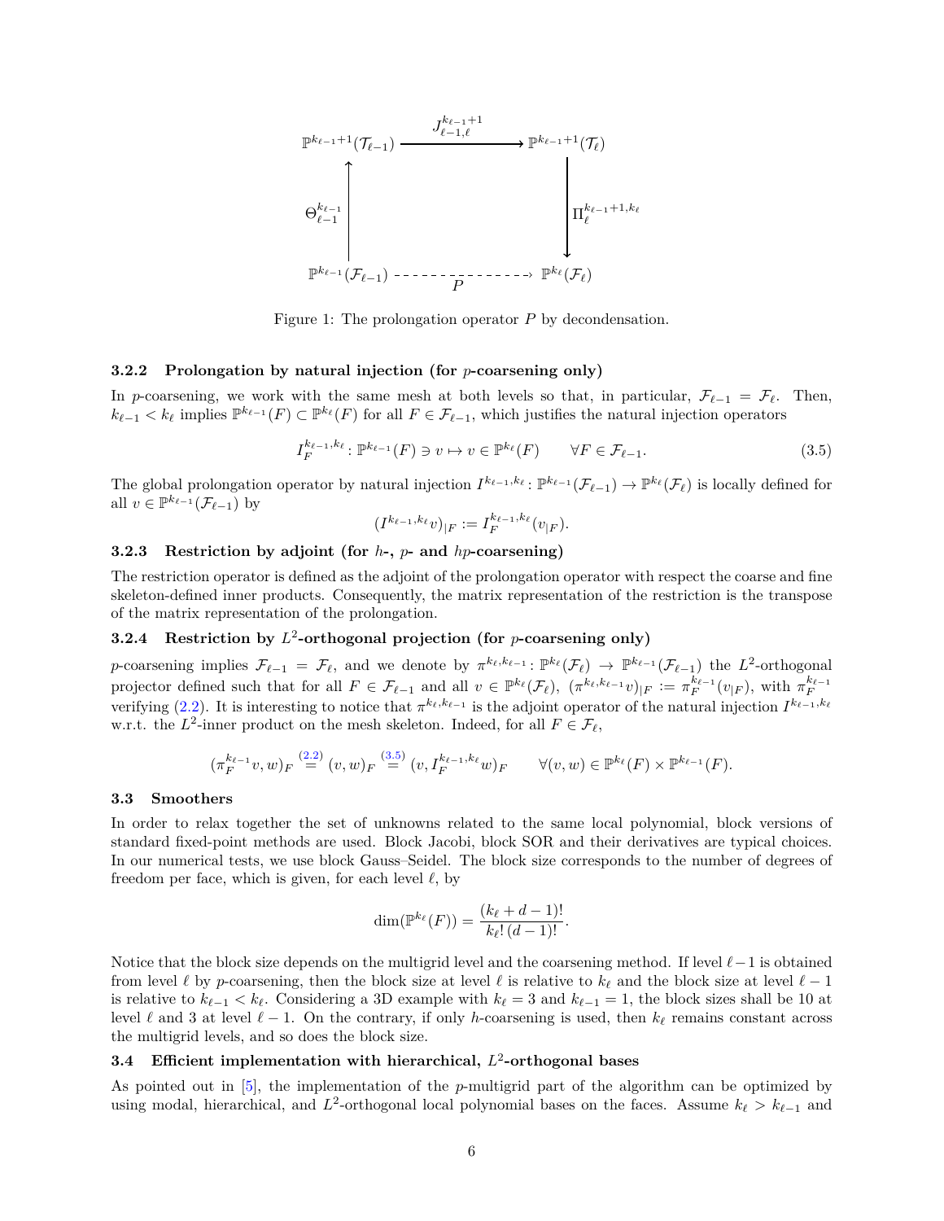$$
\begin{array}{ccc}
\mathbb{P}^{k_{\ell-1}+1}(\mathcal{T}_{\ell-1}) & \xrightarrow{J^{k_{\ell-1}+1}_{\ell-1,\ell}} & \mathbb{P}^{k_{\ell-1}+1}(\mathcal{T}_{\ell}) \\
\uparrow \Theta^{k_{\ell-1}}_{\ell-1} & & \downarrow \Pi^{k_{\ell-1}+1,k_\ell}_{\ell} \\
\mathbb{P}^{k_{\ell-1}}(\mathcal{F}_{\ell-1}) & \overset{P}{\dashrightarrow} & \mathbb{P}^{k_\ell}(\mathcal{F}_\ell)
\end{array}
$$

Figure 1: The prolongation operator $P$ by decondensation.

#### 3.2.2 Prolongation by natural injection (for $p$-coarsening only)

In $p$-coarsening, we work with the same mesh at both levels so that, in particular, $\mathcal{F}_{\ell-1} = \mathcal{F}_\ell$. Then, $k_{\ell-1} < k_\ell$ implies $\mathbb{P}^{k_{\ell-1}}(F) \subset \mathbb{P}^{k_\ell}(F)$ for all $F \in \mathcal{F}_{\ell-1}$, which justifies the natural injection operators

$$
I_F^{k_{\ell-1},k_\ell} : \mathbb{P}^{k_{\ell-1}}(F) \ni v \mapsto v \in \mathbb{P}^{k_\ell}(F) \qquad \forall F \in \mathcal{F}_{\ell-1}. \tag{3.5}
$$

The global prolongation operator by natural injection $I^{k_{\ell-1},k_\ell} : \mathbb{P}^{k_{\ell-1}}(\mathcal{F}_{\ell-1}) \to \mathbb{P}^{k_\ell}(\mathcal{F}_\ell)$ is locally defined for all $v \in \mathbb{P}^{k_{\ell-1}}(\mathcal{F}_{\ell-1})$ by

$$
(I^{k_{\ell-1},k_\ell} v)_{|F} := I_F^{k_{\ell-1},k_\ell}(v_{|F}).
$$

#### 3.2.3 Restriction by adjoint (for $h$-, $p$- and $hp$-coarsening)

The restriction operator is defined as the adjoint of the prolongation operator with respect the coarse and fine skeleton-defined inner products. Consequently, the matrix representation of the restriction is the transpose of the matrix representation of the prolongation.

#### 3.2.4 Restriction by $L^2$-orthogonal projection (for $p$-coarsening only)

$p$-coarsening implies $\mathcal{F}_{\ell-1} = \mathcal{F}_\ell$, and we denote by $\pi^{k_\ell,k_{\ell-1}} : \mathbb{P}^{k_\ell}(\mathcal{F}_\ell) \to \mathbb{P}^{k_{\ell-1}}(\mathcal{F}_{\ell-1})$ the $L^2$-orthogonal projector defined such that for all $F \in \mathcal{F}_{\ell-1}$ and all $v \in \mathbb{P}^{k_\ell}(\mathcal{F}_\ell)$, $(\pi^{k_\ell,k_{\ell-1}} v)_{|F} := \pi_F^{k_{\ell-1}}(v_{|F})$, with $\pi_F^{k_{\ell-1}}$ verifying (2.2). It is interesting to notice that $\pi^{k_\ell,k_{\ell-1}}$ is the adjoint operator of the natural injection $I^{k_{\ell-1},k_\ell}$ w.r.t. the $L^2$-inner product on the mesh skeleton. Indeed, for all $F \in \mathcal{F}_\ell$,

$$
(\pi_F^{k_{\ell-1}} v, w)_F \overset{(2.2)}{=} (v, w)_F \overset{(3.5)}{=} (v, I_F^{k_{\ell-1},k_\ell} w)_F \qquad \forall (v, w) \in \mathbb{P}^{k_\ell}(F) \times \mathbb{P}^{k_{\ell-1}}(F).
$$

### 3.3 Smoothers

In order to relax together the set of unknowns related to the same local polynomial, block versions of standard fixed-point methods are used. Block Jacobi, block SOR and their derivatives are typical choices. In our numerical tests, we use block Gauss–Seidel. The block size corresponds to the number of degrees of freedom per face, which is given, for each level $\ell$, by

$$
\dim(\mathbb{P}^{k_\ell}(F)) = \frac{(k_\ell + d - 1)!}{k_\ell! \, (d-1)!}.
$$

Notice that the block size depends on the multigrid level and the coarsening method. If level $\ell-1$ is obtained from level $\ell$ by $p$-coarsening, then the block size at level $\ell$ is relative to $k_\ell$ and the block size at level $\ell - 1$ is relative to $k_{\ell-1} < k_\ell$. Considering a 3D example with $k_\ell = 3$ and $k_{\ell-1} = 1$, the block sizes shall be 10 at level $\ell$ and 3 at level $\ell - 1$. On the contrary, if only $h$-coarsening is used, then $k_\ell$ remains constant across the multigrid levels, and so does the block size.

### 3.4 Efficient implementation with hierarchical, $L^2$-orthogonal bases

As pointed out in [5], the implementation of the $p$-multigrid part of the algorithm can be optimized by using modal, hierarchical, and $L^2$-orthogonal local polynomial bases on the faces. Assume $k_\ell > k_{\ell-1}$ and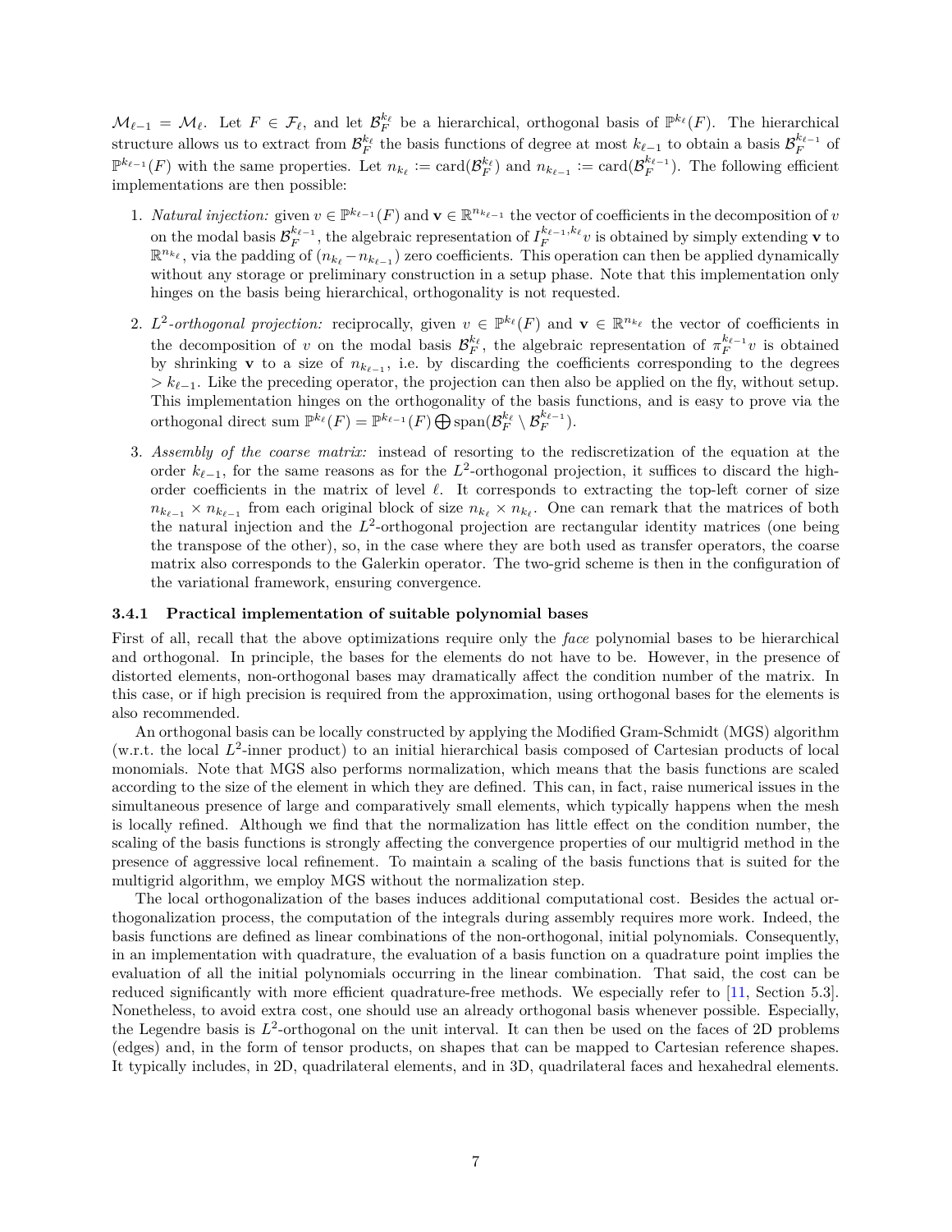$\mathcal{M}_{\ell-1} = \mathcal{M}_\ell$. Let $F \in \mathcal{F}_\ell$, and let $\mathcal{B}_F^{k_\ell}$ be a hierarchical, orthogonal basis of $\mathbb{P}^{k_\ell}(F)$. The hierarchical structure allows us to extract from $\mathcal{B}_F^{k_\ell}$ the basis functions of degree at most $k_{\ell-1}$ to obtain a basis $\mathcal{B}_F^{k_{\ell-1}}$ of $\mathbb{P}^{k_{\ell-1}}(F)$ with the same properties. Let $n_{k_\ell} := \text{card}(\mathcal{B}_F^{k_\ell})$ and $n_{k_{\ell-1}} := \text{card}(\mathcal{B}_F^{k_{\ell-1}})$. The following efficient implementations are then possible:

1. *Natural injection:* given $v \in \mathbb{P}^{k_{\ell-1}}(F)$ and $\mathbf{v} \in \mathbb{R}^{n_{k_{\ell-1}}}$ the vector of coefficients in the decomposition of $v$ on the modal basis $\mathcal{B}_F^{k_{\ell-1}}$, the algebraic representation of $I_F^{k_{\ell-1},k_\ell} v$ is obtained by simply extending $\mathbf{v}$ to $\mathbb{R}^{n_{k_\ell}}$, via the padding of $(n_{k_\ell} - n_{k_{\ell-1}})$ zero coefficients. This operation can then be applied dynamically without any storage or preliminary construction in a setup phase. Note that this implementation only hinges on the basis being hierarchical, orthogonality is not requested.

2. $L^2$*-orthogonal projection:* reciprocally, given $v \in \mathbb{P}^{k_\ell}(F)$ and $\mathbf{v} \in \mathbb{R}^{n_{k_\ell}}$ the vector of coefficients in the decomposition of $v$ on the modal basis $\mathcal{B}_F^{k_\ell}$, the algebraic representation of $\pi_F^{k_{\ell-1}} v$ is obtained by shrinking $\mathbf{v}$ to a size of $n_{k_{\ell-1}}$, i.e. by discarding the coefficients corresponding to the degrees $> k_{\ell-1}$. Like the preceding operator, the projection can then also be applied on the fly, without setup. This implementation hinges on the orthogonality of the basis functions, and is easy to prove via the orthogonal direct sum $\mathbb{P}^{k_\ell}(F) = \mathbb{P}^{k_{\ell-1}}(F) \bigoplus \text{span}(\mathcal{B}_F^{k_\ell} \setminus \mathcal{B}_F^{k_{\ell-1}})$.

3. *Assembly of the coarse matrix:* instead of resorting to the rediscretization of the equation at the order $k_{\ell-1}$, for the same reasons as for the $L^2$-orthogonal projection, it suffices to discard the high-order coefficients in the matrix of level $\ell$. It corresponds to extracting the top-left corner of size $n_{k_{\ell-1}} \times n_{k_{\ell-1}}$ from each original block of size $n_{k_\ell} \times n_{k_\ell}$. One can remark that the matrices of both the natural injection and the $L^2$-orthogonal projection are rectangular identity matrices (one being the transpose of the other), so, in the case where they are both used as transfer operators, the coarse matrix also corresponds to the Galerkin operator. The two-grid scheme is then in the configuration of the variational framework, ensuring convergence.

### 3.4.1 Practical implementation of suitable polynomial bases

First of all, recall that the above optimizations require only the *face* polynomial bases to be hierarchical and orthogonal. In principle, the bases for the elements do not have to be. However, in the presence of distorted elements, non-orthogonal bases may dramatically affect the condition number of the matrix. In this case, or if high precision is required from the approximation, using orthogonal bases for the elements is also recommended.

An orthogonal basis can be locally constructed by applying the Modified Gram-Schmidt (MGS) algorithm (w.r.t. the local $L^2$-inner product) to an initial hierarchical basis composed of Cartesian products of local monomials. Note that MGS also performs normalization, which means that the basis functions are scaled according to the size of the element in which they are defined. This can, in fact, raise numerical issues in the simultaneous presence of large and comparatively small elements, which typically happens when the mesh is locally refined. Although we find that the normalization has little effect on the condition number, the scaling of the basis functions is strongly affecting the convergence properties of our multigrid method in the presence of aggressive local refinement. To maintain a scaling of the basis functions that is suited for the multigrid algorithm, we employ MGS without the normalization step.

The local orthogonalization of the bases induces additional computational cost. Besides the actual orthogonalization process, the computation of the integrals during assembly requires more work. Indeed, the basis functions are defined as linear combinations of the non-orthogonal, initial polynomials. Consequently, in an implementation with quadrature, the evaluation of a basis function on a quadrature point implies the evaluation of all the initial polynomials occurring in the linear combination. That said, the cost can be reduced significantly with more efficient quadrature-free methods. We especially refer to [11, Section 5.3]. Nonetheless, to avoid extra cost, one should use an already orthogonal basis whenever possible. Especially, the Legendre basis is $L^2$-orthogonal on the unit interval. It can then be used on the faces of 2D problems (edges) and, in the form of tensor products, on shapes that can be mapped to Cartesian reference shapes. It typically includes, in 2D, quadrilateral elements, and in 3D, quadrilateral faces and hexahedral elements.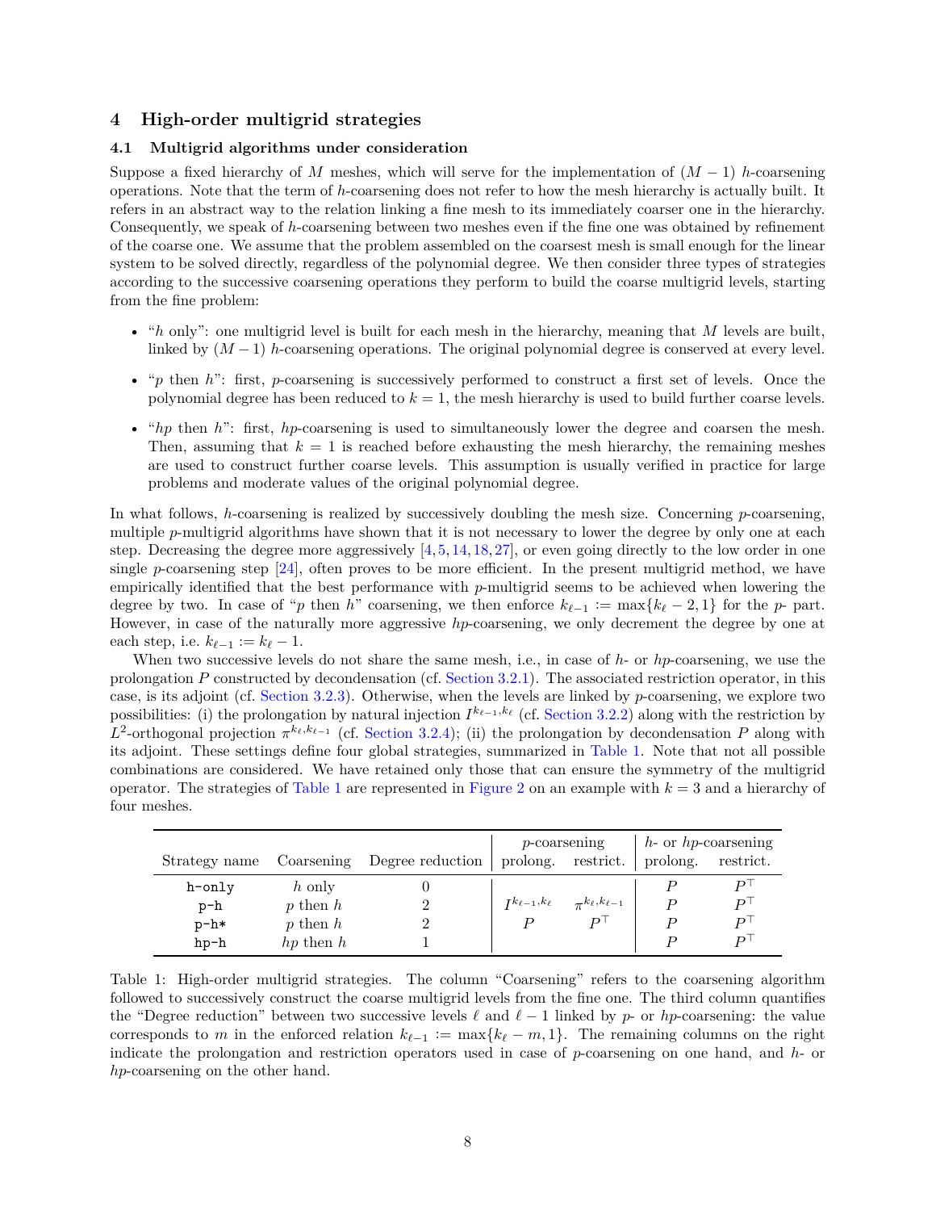## 4 High-order multigrid strategies

### 4.1 Multigrid algorithms under consideration

Suppose a fixed hierarchy of $M$ meshes, which will serve for the implementation of $(M-1)$ $h$-coarsening operations. Note that the term of $h$-coarsening does not refer to how the mesh hierarchy is actually built. It refers in an abstract way to the relation linking a fine mesh to its immediately coarser one in the hierarchy. Consequently, we speak of $h$-coarsening between two meshes even if the fine one was obtained by refinement of the coarse one. We assume that the problem assembled on the coarsest mesh is small enough for the linear system to be solved directly, regardless of the polynomial degree. We then consider three types of strategies according to the successive coarsening operations they perform to build the coarse multigrid levels, starting from the fine problem:

- "$h$ only": one multigrid level is built for each mesh in the hierarchy, meaning that $M$ levels are built, linked by $(M-1)$ $h$-coarsening operations. The original polynomial degree is conserved at every level.
- "$p$ then $h$": first, $p$-coarsening is successively performed to construct a first set of levels. Once the polynomial degree has been reduced to $k = 1$, the mesh hierarchy is used to build further coarse levels.
- "$hp$ then $h$": first, $hp$-coarsening is used to simultaneously lower the degree and coarsen the mesh. Then, assuming that $k = 1$ is reached before exhausting the mesh hierarchy, the remaining meshes are used to construct further coarse levels. This assumption is usually verified in practice for large problems and moderate values of the original polynomial degree.

In what follows, $h$-coarsening is realized by successively doubling the mesh size. Concerning $p$-coarsening, multiple $p$-multigrid algorithms have shown that it is not necessary to lower the degree by only one at each step. Decreasing the degree more aggressively [4, 5, 14, 18, 27], or even going directly to the low order in one single $p$-coarsening step [24], often proves to be more efficient. In the present multigrid method, we have empirically identified that the best performance with $p$-multigrid seems to be achieved when lowering the degree by two. In case of "$p$ then $h$" coarsening, we then enforce $k_{\ell-1} := \max\{k_\ell - 2, 1\}$ for the $p$- part. However, in case of the naturally more aggressive $hp$-coarsening, we only decrement the degree by one at each step, i.e. $k_{\ell-1} := k_\ell - 1$.

When two successive levels do not share the same mesh, i.e., in case of $h$- or $hp$-coarsening, we use the prolongation $P$ constructed by decondensation (cf. Section 3.2.1). The associated restriction operator, in this case, is its adjoint (cf. Section 3.2.3). Otherwise, when the levels are linked by $p$-coarsening, we explore two possibilities: (i) the prolongation by natural injection $I^{k_{\ell-1},k_\ell}$ (cf. Section 3.2.2) along with the restriction by $L^2$-orthogonal projection $\pi^{k_\ell,k_{\ell-1}}$ (cf. Section 3.2.4); (ii) the prolongation by decondensation $P$ along with its adjoint. These settings define four global strategies, summarized in Table 1. Note that not all possible combinations are considered. We have retained only those that can ensure the symmetry of the multigrid operator. The strategies of Table 1 are represented in Figure 2 on an example with $k = 3$ and a hierarchy of four meshes.

| | | | $p$-coarsening | | $h$- or $hp$-coarsening | |
|---|---|---|---|---|---|---|
| Strategy name | Coarsening | Degree reduction | prolong. | restrict. | prolong. | restrict. |
| `h-only` | $h$ only | 0 | | | $P$ | $P^\top$ |
| `p-h` | $p$ then $h$ | 2 | $I^{k_{\ell-1},k_\ell}$ | $\pi^{k_\ell,k_{\ell-1}}$ | $P$ | $P^\top$ |
| `p-h*` | $p$ then $h$ | 2 | $P$ | $P^\top$ | $P$ | $P^\top$ |
| `hp-h` | $hp$ then $h$ | 1 | | | $P$ | $P^\top$ |

Table 1: High-order multigrid strategies. The column "Coarsening" refers to the coarsening algorithm followed to successively construct the coarse multigrid levels from the fine one. The third column quantifies the "Degree reduction" between two successive levels $\ell$ and $\ell - 1$ linked by $p$- or $hp$-coarsening: the value corresponds to $m$ in the enforced relation $k_{\ell-1} := \max\{k_\ell - m, 1\}$. The remaining columns on the right indicate the prolongation and restriction operators used in case of $p$-coarsening on one hand, and $h$- or $hp$-coarsening on the other hand.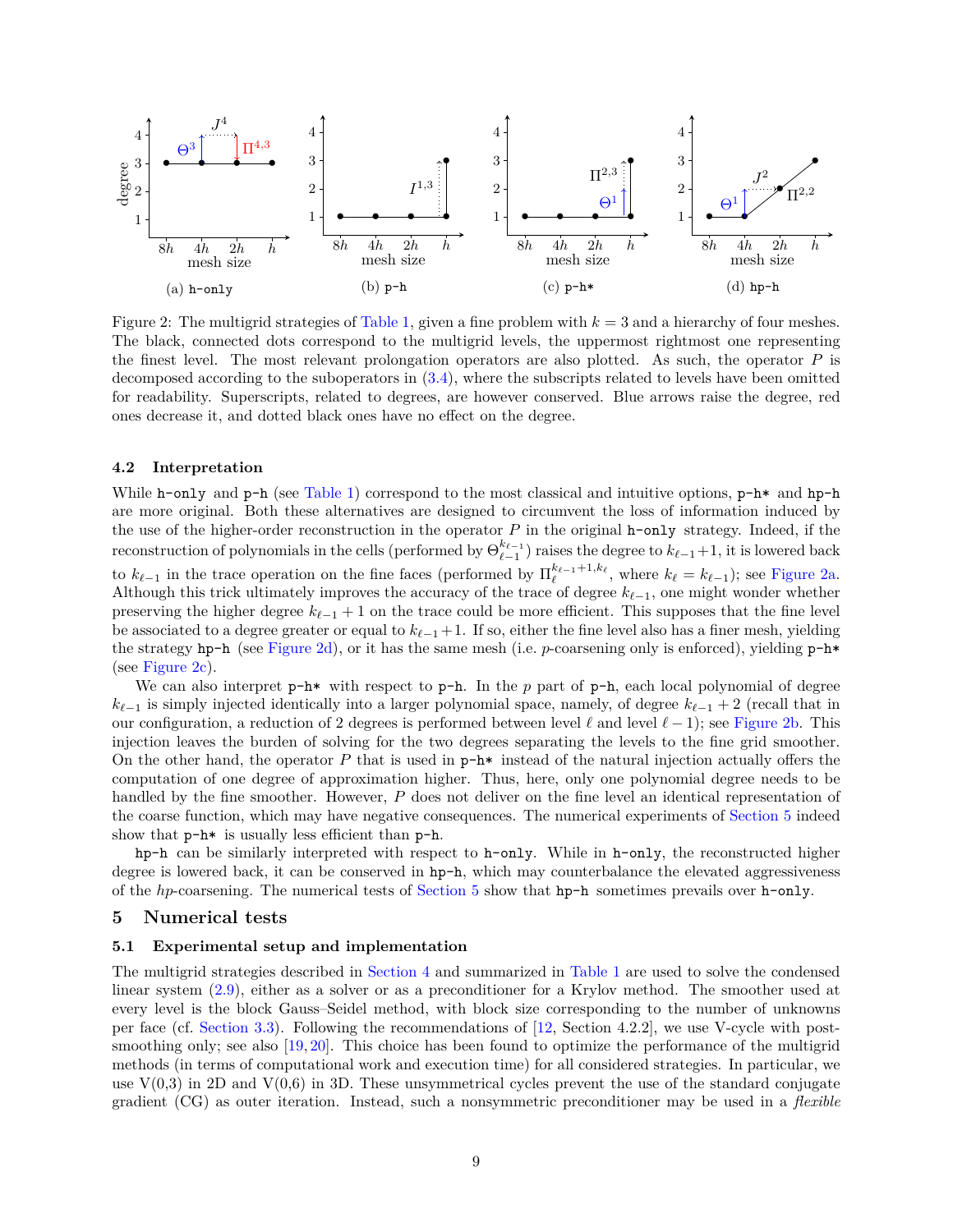Figure 2: The multigrid strategies of Table 1, given a fine problem with $k = 3$ and a hierarchy of four meshes. The black, connected dots correspond to the multigrid levels, the uppermost rightmost one representing the finest level. The most relevant prolongation operators are also plotted. As such, the operator $P$ is decomposed according to the suboperators in (3.4), where the subscripts related to levels have been omitted for readability. Superscripts, related to degrees, are however conserved. Blue arrows raise the degree, red ones decrease it, and dotted black ones have no effect on the degree.

### 4.2 Interpretation

While `h-only` and `p-h` (see Table 1) correspond to the most classical and intuitive options, `p-h*` and `hp-h` are more original. Both these alternatives are designed to circumvent the loss of information induced by the use of the higher-order reconstruction in the operator $P$ in the original `h-only` strategy. Indeed, if the reconstruction of polynomials in the cells (performed by $\Theta_{\ell-1}^{k_{\ell-1}}$) raises the degree to $k_{\ell-1}+1$, it is lowered back to $k_{\ell-1}$ in the trace operation on the fine faces (performed by $\Pi_{\ell}^{k_{\ell-1}+1,k_\ell}$, where $k_\ell = k_{\ell-1}$); see Figure 2a. Although this trick ultimately improves the accuracy of the trace of degree $k_{\ell-1}$, one might wonder whether preserving the higher degree $k_{\ell-1}+1$ on the trace could be more efficient. This supposes that the fine level be associated to a degree greater or equal to $k_{\ell-1}+1$. If so, either the fine level also has a finer mesh, yielding the strategy `hp-h` (see Figure 2d), or it has the same mesh (i.e. $p$-coarsening only is enforced), yielding `p-h*` (see Figure 2c).

We can also interpret `p-h*` with respect to `p-h`. In the $p$ part of `p-h`, each local polynomial of degree $k_{\ell-1}$ is simply injected identically into a larger polynomial space, namely, of degree $k_{\ell-1}+2$ (recall that in our configuration, a reduction of 2 degrees is performed between level $\ell$ and level $\ell-1$); see Figure 2b. This injection leaves the burden of solving for the two degrees separating the levels to the fine grid smoother. On the other hand, the operator $P$ that is used in `p-h*` instead of the natural injection actually offers the computation of one degree of approximation higher. Thus, here, only one polynomial degree needs to be handled by the fine smoother. However, $P$ does not deliver on the fine level an identical representation of the coarse function, which may have negative consequences. The numerical experiments of Section 5 indeed show that `p-h*` is usually less efficient than `p-h`.

`hp-h` can be similarly interpreted with respect to `h-only`. While in `h-only`, the reconstructed higher degree is lowered back, it can be conserved in `hp-h`, which may counterbalance the elevated aggressiveness of the $hp$-coarsening. The numerical tests of Section 5 show that `hp-h` sometimes prevails over `h-only`.

## 5 Numerical tests

### 5.1 Experimental setup and implementation

The multigrid strategies described in Section 4 and summarized in Table 1 are used to solve the condensed linear system (2.9), either as a solver or as a preconditioner for a Krylov method. The smoother used at every level is the block Gauss–Seidel method, with block size corresponding to the number of unknowns per face (cf. Section 3.3). Following the recommendations of [12, Section 4.2.2], we use V-cycle with post-smoothing only; see also [19, 20]. This choice has been found to optimize the performance of the multigrid methods (in terms of computational work and execution time) for all considered strategies. In particular, we use V(0,3) in 2D and V(0,6) in 3D. These unsymmetrical cycles prevent the use of the standard conjugate gradient (CG) as outer iteration. Instead, such a nonsymmetric preconditioner may be used in a *flexible*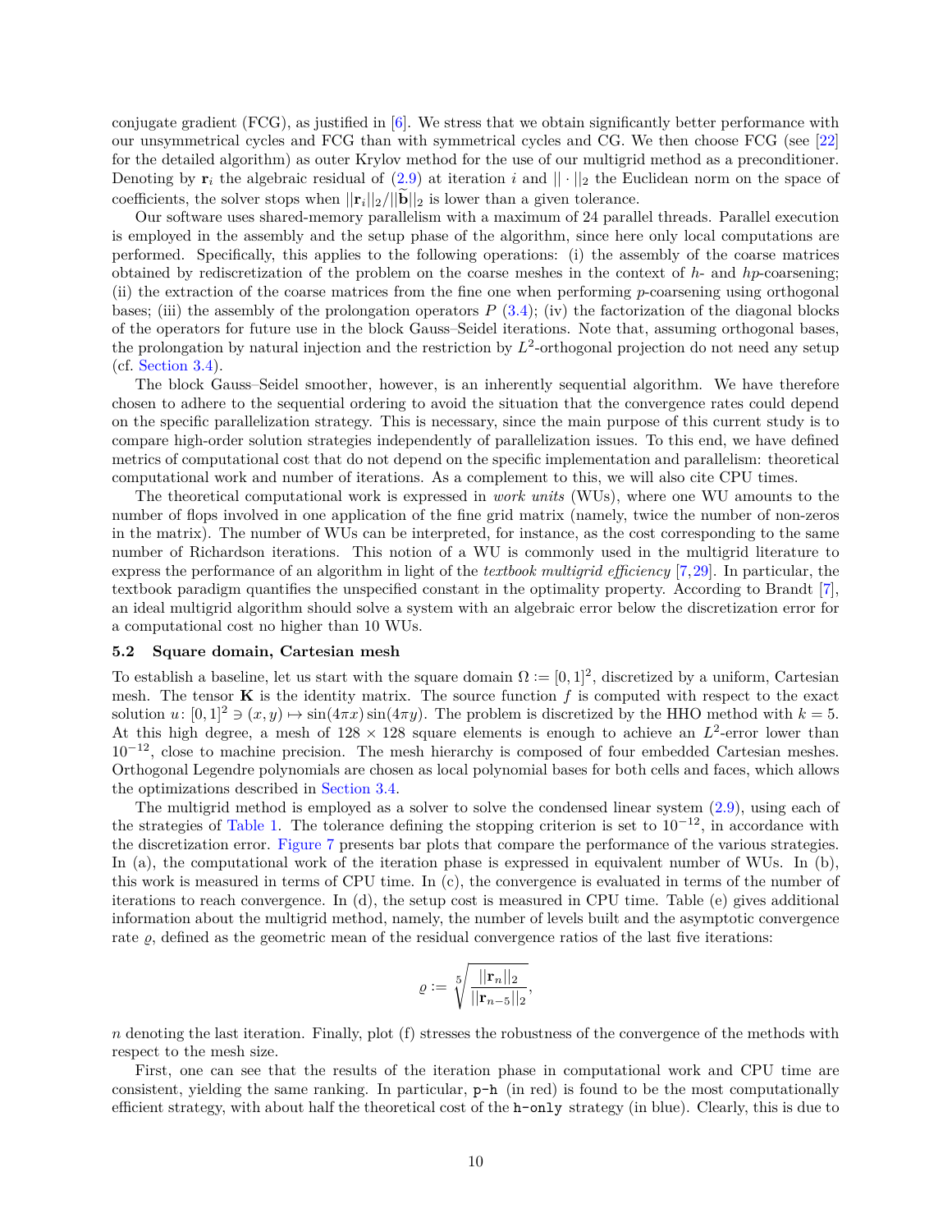conjugate gradient (FCG), as justified in [6]. We stress that we obtain significantly better performance with our unsymmetrical cycles and FCG than with symmetrical cycles and CG. We then choose FCG (see [22] for the detailed algorithm) as outer Krylov method for the use of our multigrid method as a preconditioner. Denoting by $\mathbf{r}_i$ the algebraic residual of (2.9) at iteration $i$ and $||\cdot||_2$ the Euclidean norm on the space of coefficients, the solver stops when $||\mathbf{r}_i||_2/||\widetilde{\mathbf{b}}||_2$ is lower than a given tolerance.

Our software uses shared-memory parallelism with a maximum of 24 parallel threads. Parallel execution is employed in the assembly and the setup phase of the algorithm, since here only local computations are performed. Specifically, this applies to the following operations: (i) the assembly of the coarse matrices obtained by rediscretization of the problem on the coarse meshes in the context of $h$- and $hp$-coarsening; (ii) the extraction of the coarse matrices from the fine one when performing $p$-coarsening using orthogonal bases; (iii) the assembly of the prolongation operators $P$ (3.4); (iv) the factorization of the diagonal blocks of the operators for future use in the block Gauss–Seidel iterations. Note that, assuming orthogonal bases, the prolongation by natural injection and the restriction by $L^2$-orthogonal projection do not need any setup (cf. Section 3.4).

The block Gauss–Seidel smoother, however, is an inherently sequential algorithm. We have therefore chosen to adhere to the sequential ordering to avoid the situation that the convergence rates could depend on the specific parallelization strategy. This is necessary, since the main purpose of this current study is to compare high-order solution strategies independently of parallelization issues. To this end, we have defined metrics of computational cost that do not depend on the specific implementation and parallelism: theoretical computational work and number of iterations. As a complement to this, we will also cite CPU times.

The theoretical computational work is expressed in *work units* (WUs), where one WU amounts to the number of flops involved in one application of the fine grid matrix (namely, twice the number of non-zeros in the matrix). The number of WUs can be interpreted, for instance, as the cost corresponding to the same number of Richardson iterations. This notion of a WU is commonly used in the multigrid literature to express the performance of an algorithm in light of the *textbook multigrid efficiency* [7,29]. In particular, the textbook paradigm quantifies the unspecified constant in the optimality property. According to Brandt [7], an ideal multigrid algorithm should solve a system with an algebraic error below the discretization error for a computational cost no higher than 10 WUs.

### 5.2 Square domain, Cartesian mesh

To establish a baseline, let us start with the square domain $\Omega := [0, 1]^2$, discretized by a uniform, Cartesian mesh. The tensor $\mathbf{K}$ is the identity matrix. The source function $f$ is computed with respect to the exact solution $u \colon [0, 1]^2 \ni (x, y) \mapsto \sin(4\pi x) \sin(4\pi y)$. The problem is discretized by the HHO method with $k = 5$. At this high degree, a mesh of $128 \times 128$ square elements is enough to achieve an $L^2$-error lower than $10^{-12}$, close to machine precision. The mesh hierarchy is composed of four embedded Cartesian meshes. Orthogonal Legendre polynomials are chosen as local polynomial bases for both cells and faces, which allows the optimizations described in Section 3.4.

The multigrid method is employed as a solver to solve the condensed linear system (2.9), using each of the strategies of Table 1. The tolerance defining the stopping criterion is set to $10^{-12}$, in accordance with the discretization error. Figure 7 presents bar plots that compare the performance of the various strategies. In (a), the computational work of the iteration phase is expressed in equivalent number of WUs. In (b), this work is measured in terms of CPU time. In (c), the convergence is evaluated in terms of the number of iterations to reach convergence. In (d), the setup cost is measured in CPU time. Table (e) gives additional information about the multigrid method, namely, the number of levels built and the asymptotic convergence rate $\varrho$, defined as the geometric mean of the residual convergence ratios of the last five iterations:

$$\varrho := \sqrt[5]{\frac{||\mathbf{r}_n||_2}{||\mathbf{r}_{n-5}||_2}},$$

$n$ denoting the last iteration. Finally, plot (f) stresses the robustness of the convergence of the methods with respect to the mesh size.

First, one can see that the results of the iteration phase in computational work and CPU time are consistent, yielding the same ranking. In particular, `p-h` (in red) is found to be the most computationally efficient strategy, with about half the theoretical cost of the `h-only` strategy (in blue). Clearly, this is due to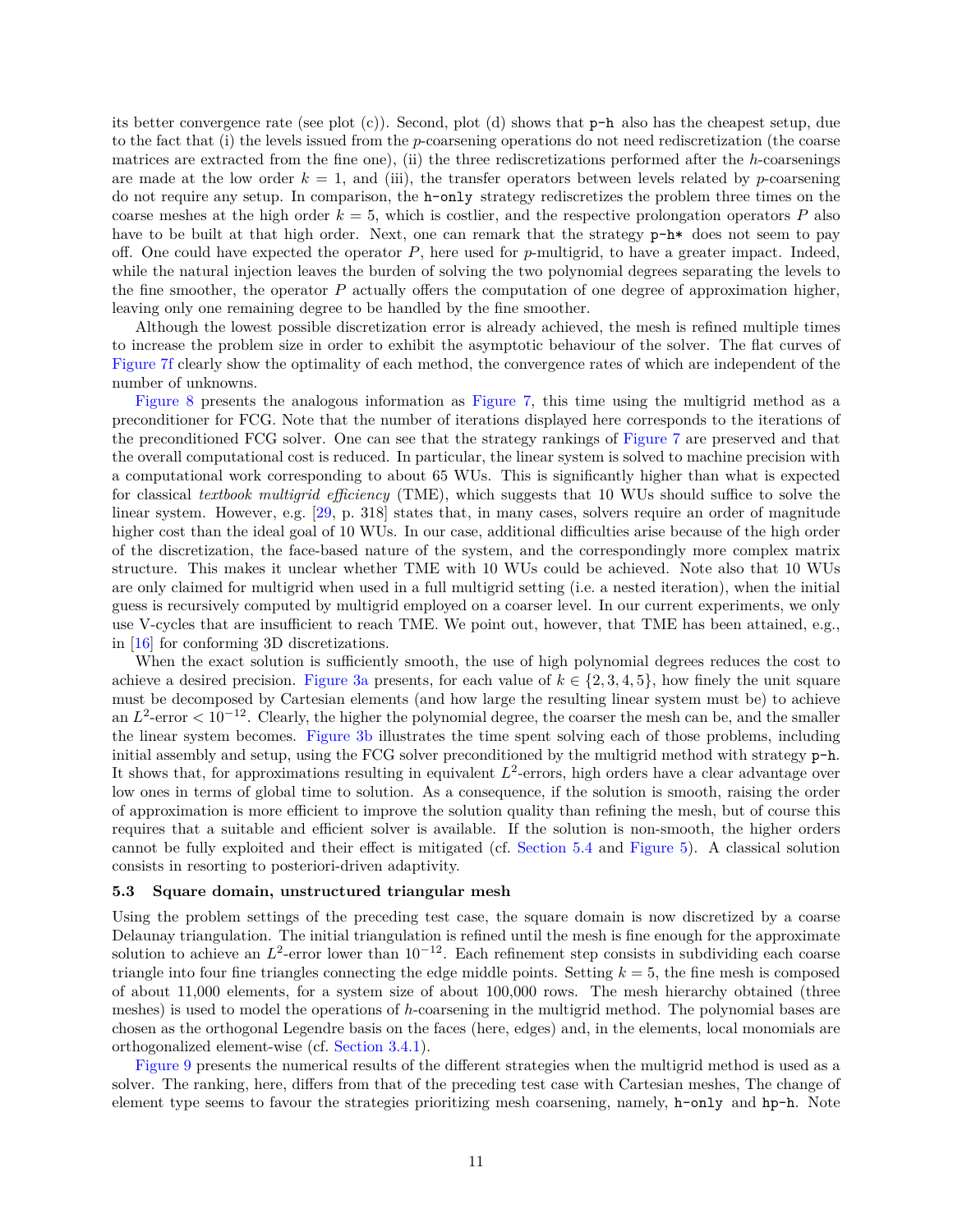its better convergence rate (see plot (c)). Second, plot (d) shows that `p-h` also has the cheapest setup, due to the fact that (i) the levels issued from the $p$-coarsening operations do not need rediscretization (the coarse matrices are extracted from the fine one), (ii) the three rediscretizations performed after the $h$-coarsenings are made at the low order $k = 1$, and (iii), the transfer operators between levels related by $p$-coarsening do not require any setup. In comparison, the `h-only` strategy rediscretizes the problem three times on the coarse meshes at the high order $k = 5$, which is costlier, and the respective prolongation operators $P$ also have to be built at that high order. Next, one can remark that the strategy `p-h*` does not seem to pay off. One could have expected the operator $P$, here used for $p$-multigrid, to have a greater impact. Indeed, while the natural injection leaves the burden of solving the two polynomial degrees separating the levels to the fine smoother, the operator $P$ actually offers the computation of one degree of approximation higher, leaving only one remaining degree to be handled by the fine smoother.

Although the lowest possible discretization error is already achieved, the mesh is refined multiple times to increase the problem size in order to exhibit the asymptotic behaviour of the solver. The flat curves of Figure 7f clearly show the optimality of each method, the convergence rates of which are independent of the number of unknowns.

Figure 8 presents the analogous information as Figure 7, this time using the multigrid method as a preconditioner for FCG. Note that the number of iterations displayed here corresponds to the iterations of the preconditioned FCG solver. One can see that the strategy rankings of Figure 7 are preserved and that the overall computational cost is reduced. In particular, the linear system is solved to machine precision with a computational work corresponding to about 65 WUs. This is significantly higher than what is expected for classical *textbook multigrid efficiency* (TME), which suggests that 10 WUs should suffice to solve the linear system. However, e.g. [29, p. 318] states that, in many cases, solvers require an order of magnitude higher cost than the ideal goal of 10 WUs. In our case, additional difficulties arise because of the high order of the discretization, the face-based nature of the system, and the correspondingly more complex matrix structure. This makes it unclear whether TME with 10 WUs could be achieved. Note also that 10 WUs are only claimed for multigrid when used in a full multigrid setting (i.e. a nested iteration), when the initial guess is recursively computed by multigrid employed on a coarser level. In our current experiments, we only use V-cycles that are insufficient to reach TME. We point out, however, that TME has been attained, e.g., in [16] for conforming 3D discretizations.

When the exact solution is sufficiently smooth, the use of high polynomial degrees reduces the cost to achieve a desired precision. Figure 3a presents, for each value of $k \in \{2, 3, 4, 5\}$, how finely the unit square must be decomposed by Cartesian elements (and how large the resulting linear system must be) to achieve an $L^2$-error $< 10^{-12}$. Clearly, the higher the polynomial degree, the coarser the mesh can be, and the smaller the linear system becomes. Figure 3b illustrates the time spent solving each of those problems, including initial assembly and setup, using the FCG solver preconditioned by the multigrid method with strategy `p-h`. It shows that, for approximations resulting in equivalent $L^2$-errors, high orders have a clear advantage over low ones in terms of global time to solution. As a consequence, if the solution is smooth, raising the order of approximation is more efficient to improve the solution quality than refining the mesh, but of course this requires that a suitable and efficient solver is available. If the solution is non-smooth, the higher orders cannot be fully exploited and their effect is mitigated (cf. Section 5.4 and Figure 5). A classical solution consists in resorting to posteriori-driven adaptivity.

### 5.3 Square domain, unstructured triangular mesh

Using the problem settings of the preceding test case, the square domain is now discretized by a coarse Delaunay triangulation. The initial triangulation is refined until the mesh is fine enough for the approximate solution to achieve an $L^2$-error lower than $10^{-12}$. Each refinement step consists in subdividing each coarse triangle into four fine triangles connecting the edge middle points. Setting $k = 5$, the fine mesh is composed of about 11,000 elements, for a system size of about 100,000 rows. The mesh hierarchy obtained (three meshes) is used to model the operations of $h$-coarsening in the multigrid method. The polynomial bases are chosen as the orthogonal Legendre basis on the faces (here, edges) and, in the elements, local monomials are orthogonalized element-wise (cf. Section 3.4.1).

Figure 9 presents the numerical results of the different strategies when the multigrid method is used as a solver. The ranking, here, differs from that of the preceding test case with Cartesian meshes, The change of element type seems to favour the strategies prioritizing mesh coarsening, namely, `h-only` and `hp-h`. Note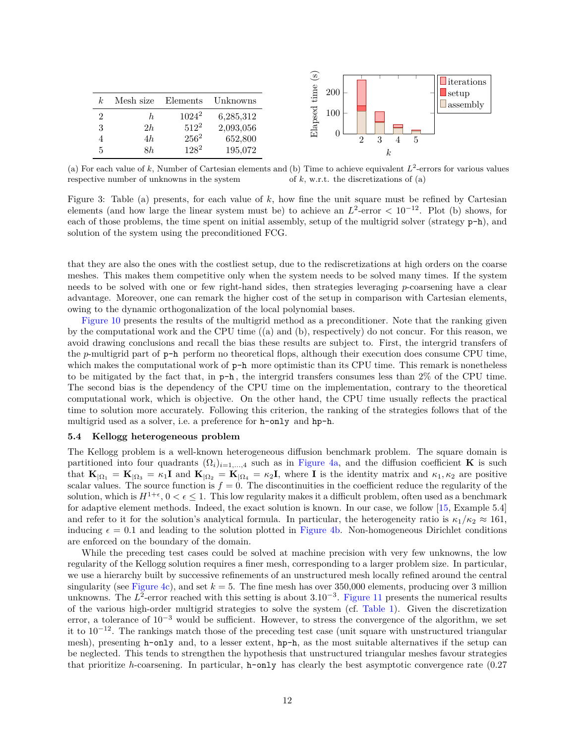| $k$ | Mesh size | Elements | Unknowns |
|---|---|---|---|
| 2 | $h$ | $1024^2$ | 6,285,312 |
| 3 | $2h$ | $512^2$ | 2,093,056 |
| 4 | $4h$ | $256^2$ | 652,800 |
| 5 | $8h$ | $128^2$ | 195,072 |

(a) For each value of $k$, Number of Cartesian elements and respective number of unknowns in the system

(b) Time to achieve equivalent $L^2$-errors for various values of $k$, w.r.t. the discretizations of (a)

Figure 3: Table (a) presents, for each value of $k$, how fine the unit square must be refined by Cartesian elements (and how large the linear system must be) to achieve an $L^2$-error $< 10^{-12}$. Plot (b) shows, for each of those problems, the time spent on initial assembly, setup of the multigrid solver (strategy `p-h`), and solution of the system using the preconditioned FCG.

that they are also the ones with the costliest setup, due to the rediscretizations at high orders on the coarse meshes. This makes them competitive only when the system needs to be solved many times. If the system needs to be solved with one or few right-hand sides, then strategies leveraging $p$-coarsening have a clear advantage. Moreover, one can remark the higher cost of the setup in comparison with Cartesian elements, owing to the dynamic orthogonalization of the local polynomial bases.

Figure 10 presents the results of the multigrid method as a preconditioner. Note that the ranking given by the computational work and the CPU time ((a) and (b), respectively) do not concur. For this reason, we avoid drawing conclusions and recall the bias these results are subject to. First, the intergrid transfers of the $p$-multigrid part of `p-h` perform no theoretical flops, although their execution does consume CPU time, which makes the computational work of `p-h` more optimistic than its CPU time. This remark is nonetheless to be mitigated by the fact that, in `p-h`, the intergrid transfers consumes less than 2% of the CPU time. The second bias is the dependency of the CPU time on the implementation, contrary to the theoretical computational work, which is objective. On the other hand, the CPU time usually reflects the practical time to solution more accurately. Following this criterion, the ranking of the strategies follows that of the multigrid used as a solver, i.e. a preference for `h-only` and `hp-h`.

### 5.4 Kellogg heterogeneous problem

The Kellogg problem is a well-known heterogeneous diffusion benchmark problem. The square domain is partitioned into four quadrants $(\Omega_i)_{i=1,\dots,4}$ such as in Figure 4a, and the diffusion coefficient $\mathbf{K}$ is such that $\mathbf{K}_{|\Omega_1} = \mathbf{K}_{|\Omega_3} = \kappa_1 \mathbf{I}$ and $\mathbf{K}_{|\Omega_2} = \mathbf{K}_{|\Omega_4} = \kappa_2 \mathbf{I}$, where $\mathbf{I}$ is the identity matrix and $\kappa_1, \kappa_2$ are positive scalar values. The source function is $f = 0$. The discontinuities in the coefficient reduce the regularity of the solution, which is $H^{1+\epsilon}$, $0 < \epsilon \leq 1$. This low regularity makes it a difficult problem, often used as a benchmark for adaptive element methods. Indeed, the exact solution is known. In our case, we follow [15, Example 5.4] and refer to it for the solution's analytical formula. In particular, the heterogeneity ratio is $\kappa_1/\kappa_2 \approx 161$, inducing $\epsilon = 0.1$ and leading to the solution plotted in Figure 4b. Non-homogeneous Dirichlet conditions are enforced on the boundary of the domain.

While the preceding test cases could be solved at machine precision with very few unknowns, the low regularity of the Kellogg solution requires a finer mesh, corresponding to a larger problem size. In particular, we use a hierarchy built by successive refinements of an unstructured mesh locally refined around the central singularity (see Figure 4c), and set $k = 5$. The fine mesh has over 350,000 elements, producing over 3 million unknowns. The $L^2$-error reached with this setting is about $3.10^{-3}$. Figure 11 presents the numerical results of the various high-order multigrid strategies to solve the system (cf. Table 1). Given the discretization error, a tolerance of $10^{-3}$ would be sufficient. However, to stress the convergence of the algorithm, we set it to $10^{-12}$. The rankings match those of the preceding test case (unit square with unstructured triangular mesh), presenting `h-only` and, to a lesser extent, `hp-h`, as the most suitable alternatives if the setup can be neglected. This tends to strengthen the hypothesis that unstructured triangular meshes favour strategies that prioritize $h$-coarsening. In particular, `h-only` has clearly the best asymptotic convergence rate (0.27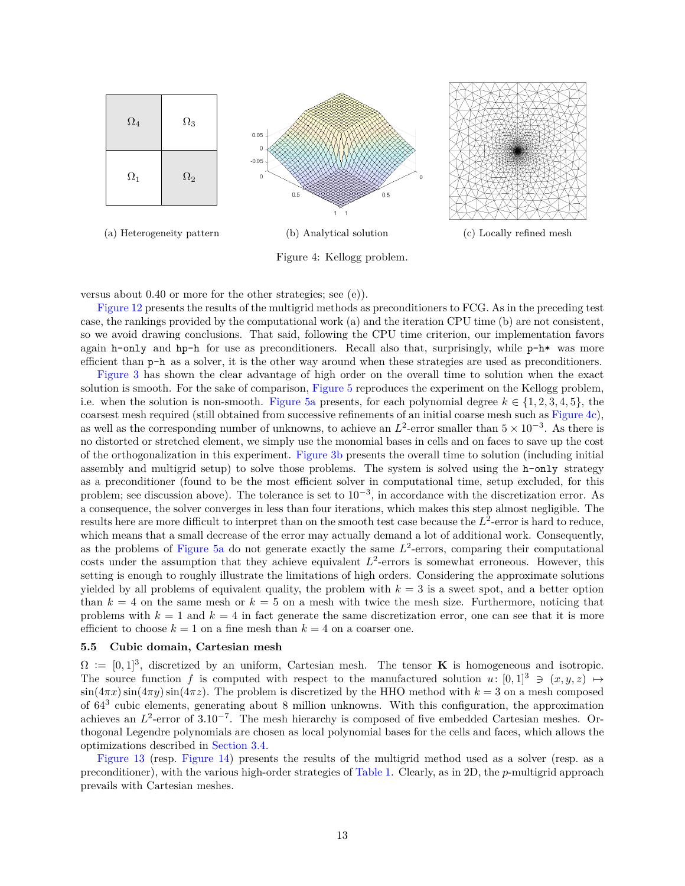(a) Heterogeneity pattern

(b) Analytical solution

(c) Locally refined mesh

Figure 4: Kellogg problem.

versus about 0.40 or more for the other strategies; see (e)).

Figure 12 presents the results of the multigrid methods as preconditioners to FCG. As in the preceding test case, the rankings provided by the computational work (a) and the iteration CPU time (b) are not consistent, so we avoid drawing conclusions. That said, following the CPU time criterion, our implementation favors again `h-only` and `hp-h` for use as preconditioners. Recall also that, surprisingly, while `p-h*` was more efficient than `p-h` as a solver, it is the other way around when these strategies are used as preconditioners.

Figure 3 has shown the clear advantage of high order on the overall time to solution when the exact solution is smooth. For the sake of comparison, Figure 5 reproduces the experiment on the Kellogg problem, i.e. when the solution is non-smooth. Figure 5a presents, for each polynomial degree $k \in \{1, 2, 3, 4, 5\}$, the coarsest mesh required (still obtained from successive refinements of an initial coarse mesh such as Figure 4c), as well as the corresponding number of unknowns, to achieve an $L^2$-error smaller than $5 \times 10^{-3}$. As there is no distorted or stretched element, we simply use the monomial bases in cells and on faces to save up the cost of the orthogonalization in this experiment. Figure 3b presents the overall time to solution (including initial assembly and multigrid setup) to solve those problems. The system is solved using the `h-only` strategy as a preconditioner (found to be the most efficient solver in computational time, setup excluded, for this problem; see discussion above). The tolerance is set to $10^{-3}$, in accordance with the discretization error. As a consequence, the solver converges in less than four iterations, which makes this step almost negligible. The results here are more difficult to interpret than on the smooth test case because the $L^2$-error is hard to reduce, which means that a small decrease of the error may actually demand a lot of additional work. Consequently, as the problems of Figure 5a do not generate exactly the same $L^2$-errors, comparing their computational costs under the assumption that they achieve equivalent $L^2$-errors is somewhat erroneous. However, this setting is enough to roughly illustrate the limitations of high orders. Considering the approximate solutions yielded by all problems of equivalent quality, the problem with $k = 3$ is a sweet spot, and a better option than $k = 4$ on the same mesh or $k = 5$ on a mesh with twice the mesh size. Furthermore, noticing that problems with $k = 1$ and $k = 4$ in fact generate the same discretization error, one can see that it is more efficient to choose $k = 1$ on a fine mesh than $k = 4$ on a coarser one.

### 5.5 Cubic domain, Cartesian mesh

$\Omega := [0, 1]^3$, discretized by an uniform, Cartesian mesh. The tensor $\mathbf{K}$ is homogeneous and isotropic. The source function $f$ is computed with respect to the manufactured solution $u\colon [0, 1]^3 \ni (x, y, z) \mapsto \sin(4\pi x)\sin(4\pi y)\sin(4\pi z)$. The problem is discretized by the HHO method with $k = 3$ on a mesh composed of $64^3$ cubic elements, generating about 8 million unknowns. With this configuration, the approximation achieves an $L^2$-error of $3.10^{-7}$. The mesh hierarchy is composed of five embedded Cartesian meshes. Orthogonal Legendre polynomials are chosen as local polynomial bases for the cells and faces, which allows the optimizations described in Section 3.4.

Figure 13 (resp. Figure 14) presents the results of the multigrid method used as a solver (resp. as a preconditioner), with the various high-order strategies of Table 1. Clearly, as in 2D, the $p$-multigrid approach prevails with Cartesian meshes.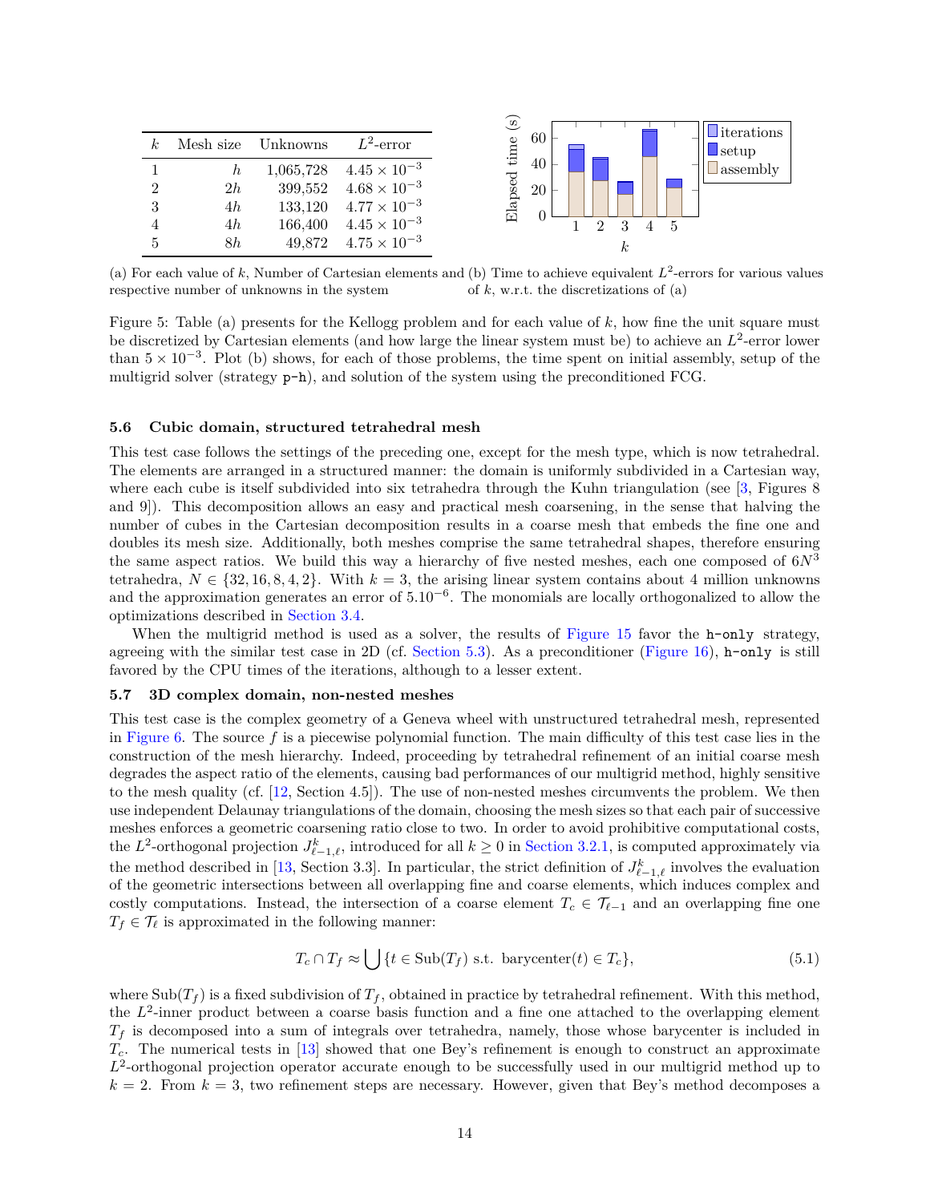| $k$ | Mesh size | Unknowns | $L^2$-error |
|---|---|---|---|
| 1 | $h$ | 1,065,728 | $4.45 \times 10^{-3}$ |
| 2 | $2h$ | 399,552 | $4.68 \times 10^{-3}$ |
| 3 | $4h$ | 133,120 | $4.77 \times 10^{-3}$ |
| 4 | $4h$ | 166,400 | $4.45 \times 10^{-3}$ |
| 5 | $8h$ | 49,872 | $4.75 \times 10^{-3}$ |

(a) For each value of $k$, Number of Cartesian elements and respective number of unknowns in the system

(b) Time to achieve equivalent $L^2$-errors for various values of $k$, w.r.t. the discretizations of (a)

Figure 5: Table (a) presents for the Kellogg problem and for each value of $k$, how fine the unit square must be discretized by Cartesian elements (and how large the linear system must be) to achieve an $L^2$-error lower than $5 \times 10^{-3}$. Plot (b) shows, for each of those problems, the time spent on initial assembly, setup of the multigrid solver (strategy `p-h`), and solution of the system using the preconditioned FCG.

### 5.6 Cubic domain, structured tetrahedral mesh

This test case follows the settings of the preceding one, except for the mesh type, which is now tetrahedral. The elements are arranged in a structured manner: the domain is uniformly subdivided in a Cartesian way, where each cube is itself subdivided into six tetrahedra through the Kuhn triangulation (see [3, Figures 8 and 9]). This decomposition allows an easy and practical mesh coarsening, in the sense that halving the number of cubes in the Cartesian decomposition results in a coarse mesh that embeds the fine one and doubles its mesh size. Additionally, both meshes comprise the same tetrahedral shapes, therefore ensuring the same aspect ratios. We build this way a hierarchy of five nested meshes, each one composed of $6N^3$ tetrahedra, $N \in \{32, 16, 8, 4, 2\}$. With $k = 3$, the arising linear system contains about 4 million unknowns and the approximation generates an error of $5.10^{-6}$. The monomials are locally orthogonalized to allow the optimizations described in Section 3.4.

When the multigrid method is used as a solver, the results of Figure 15 favor the `h-only` strategy, agreeing with the similar test case in 2D (cf. Section 5.3). As a preconditioner (Figure 16), `h-only` is still favored by the CPU times of the iterations, although to a lesser extent.

### 5.7 3D complex domain, non-nested meshes

This test case is the complex geometry of a Geneva wheel with unstructured tetrahedral mesh, represented in Figure 6. The source $f$ is a piecewise polynomial function. The main difficulty of this test case lies in the construction of the mesh hierarchy. Indeed, proceeding by tetrahedral refinement of an initial coarse mesh degrades the aspect ratio of the elements, causing bad performances of our multigrid method, highly sensitive to the mesh quality (cf. [12, Section 4.5]). The use of non-nested meshes circumvents the problem. We then use independent Delaunay triangulations of the domain, choosing the mesh sizes so that each pair of successive meshes enforces a geometric coarsening ratio close to two. In order to avoid prohibitive computational costs, the $L^2$-orthogonal projection $J^k_{\ell-1,\ell}$, introduced for all $k \geq 0$ in Section 3.2.1, is computed approximately via the method described in [13, Section 3.3]. In particular, the strict definition of $J^k_{\ell-1,\ell}$ involves the evaluation of the geometric intersections between all overlapping fine and coarse elements, which induces complex and costly computations. Instead, the intersection of a coarse element $T_c \in \mathcal{T}_{\ell-1}$ and an overlapping fine one $T_f \in \mathcal{T}_\ell$ is approximated in the following manner:

$$T_c \cap T_f \approx \bigcup \{t \in \mathrm{Sub}(T_f) \text{ s.t. } \mathrm{barycenter}(t) \in T_c\}, \tag{5.1}$$

where $\mathrm{Sub}(T_f)$ is a fixed subdivision of $T_f$, obtained in practice by tetrahedral refinement. With this method, the $L^2$-inner product between a coarse basis function and a fine one attached to the overlapping element $T_f$ is decomposed into a sum of integrals over tetrahedra, namely, those whose barycenter is included in $T_c$. The numerical tests in [13] showed that one Bey's refinement is enough to construct an approximate $L^2$-orthogonal projection operator accurate enough to be successfully used in our multigrid method up to $k = 2$. From $k = 3$, two refinement steps are necessary. However, given that Bey's method decomposes a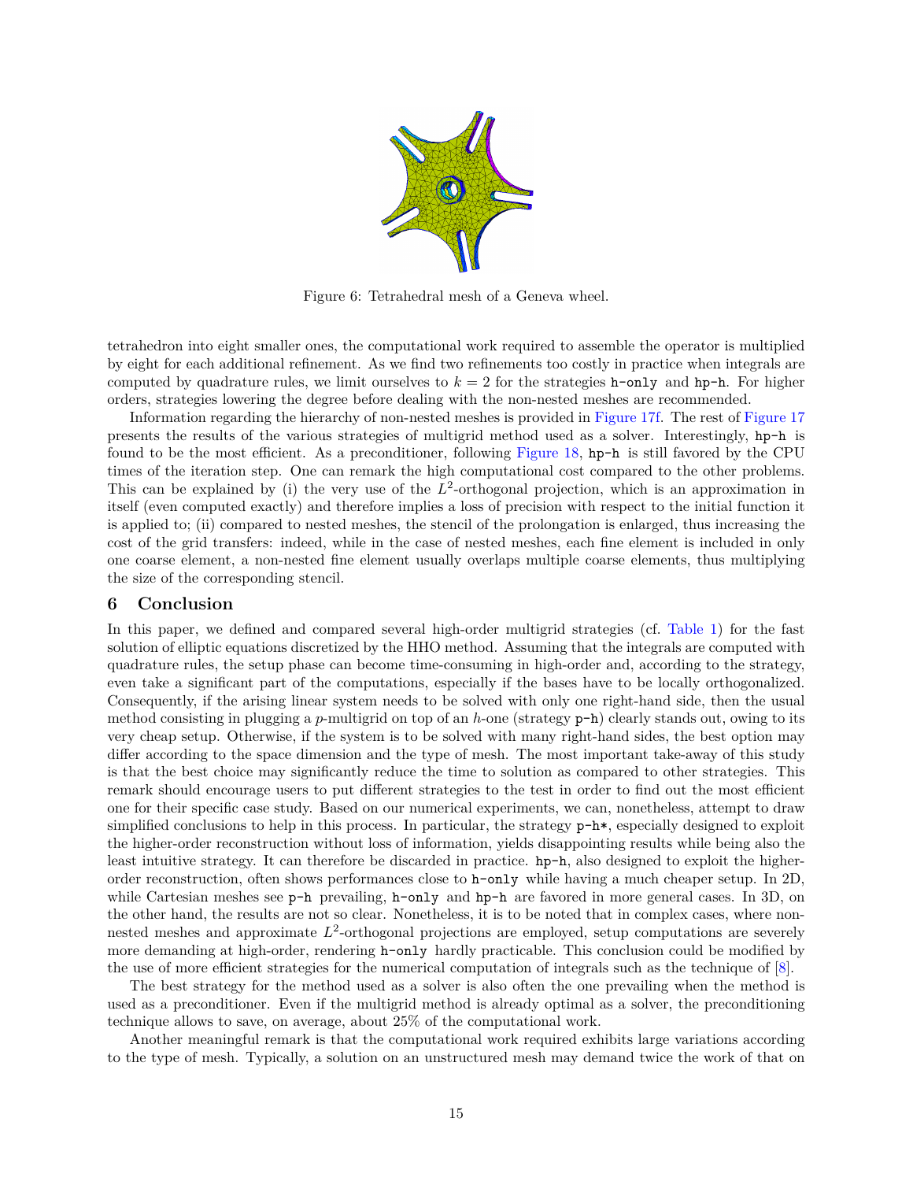Figure 6: Tetrahedral mesh of a Geneva wheel.

tetrahedron into eight smaller ones, the computational work required to assemble the operator is multiplied by eight for each additional refinement. As we find two refinements too costly in practice when integrals are computed by quadrature rules, we limit ourselves to $k = 2$ for the strategies `h-only` and `hp-h`. For higher orders, strategies lowering the degree before dealing with the non-nested meshes are recommended.

Information regarding the hierarchy of non-nested meshes is provided in Figure 17f. The rest of Figure 17 presents the results of the various strategies of multigrid method used as a solver. Interestingly, `hp-h` is found to be the most efficient. As a preconditioner, following Figure 18, `hp-h` is still favored by the CPU times of the iteration step. One can remark the high computational cost compared to the other problems. This can be explained by (i) the very use of the $L^2$-orthogonal projection, which is an approximation in itself (even computed exactly) and therefore implies a loss of precision with respect to the initial function it is applied to; (ii) compared to nested meshes, the stencil of the prolongation is enlarged, thus increasing the cost of the grid transfers: indeed, while in the case of nested meshes, each fine element is included in only one coarse element, a non-nested fine element usually overlaps multiple coarse elements, thus multiplying the size of the corresponding stencil.

## 6 Conclusion

In this paper, we defined and compared several high-order multigrid strategies (cf. Table 1) for the fast solution of elliptic equations discretized by the HHO method. Assuming that the integrals are computed with quadrature rules, the setup phase can become time-consuming in high-order and, according to the strategy, even take a significant part of the computations, especially if the bases have to be locally orthogonalized. Consequently, if the arising linear system needs to be solved with only one right-hand side, then the usual method consisting in plugging a $p$-multigrid on top of an $h$-one (strategy `p-h`) clearly stands out, owing to its very cheap setup. Otherwise, if the system is to be solved with many right-hand sides, the best option may differ according to the space dimension and the type of mesh. The most important take-away of this study is that the best choice may significantly reduce the time to solution as compared to other strategies. This remark should encourage users to put different strategies to the test in order to find out the most efficient one for their specific case study. Based on our numerical experiments, we can, nonetheless, attempt to draw simplified conclusions to help in this process. In particular, the strategy `p-h*`, especially designed to exploit the higher-order reconstruction without loss of information, yields disappointing results while being also the least intuitive strategy. It can therefore be discarded in practice. `hp-h`, also designed to exploit the higher-order reconstruction, often shows performances close to `h-only` while having a much cheaper setup. In 2D, while Cartesian meshes see `p-h` prevailing, `h-only` and `hp-h` are favored in more general cases. In 3D, on the other hand, the results are not so clear. Nonetheless, it is to be noted that in complex cases, where non-nested meshes and approximate $L^2$-orthogonal projections are employed, setup computations are severely more demanding at high-order, rendering `h-only` hardly practicable. This conclusion could be modified by the use of more efficient strategies for the numerical computation of integrals such as the technique of [8].

The best strategy for the method used as a solver is also often the one prevailing when the method is used as a preconditioner. Even if the multigrid method is already optimal as a solver, the preconditioning technique allows to save, on average, about 25% of the computational work.

Another meaningful remark is that the computational work required exhibits large variations according to the type of mesh. Typically, a solution on an unstructured mesh may demand twice the work of that on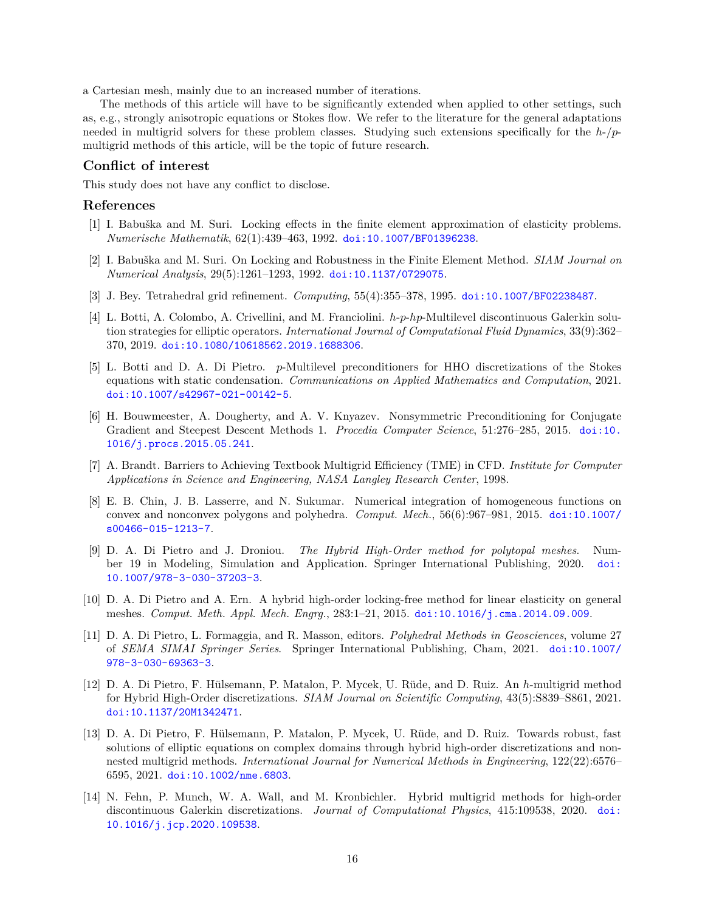a Cartesian mesh, mainly due to an increased number of iterations.

The methods of this article will have to be significantly extended when applied to other settings, such as, e.g., strongly anisotropic equations or Stokes flow. We refer to the literature for the general adaptations needed in multigrid solvers for these problem classes. Studying such extensions specifically for the $h$-/$p$-multigrid methods of this article, will be the topic of future research.

## Conflict of interest

This study does not have any conflict to disclose.

## References

[1] I. Babuška and M. Suri. Locking effects in the finite element approximation of elasticity problems. *Numerische Mathematik*, 62(1):439–463, 1992. doi:10.1007/BF01396238.

[2] I. Babuška and M. Suri. On Locking and Robustness in the Finite Element Method. *SIAM Journal on Numerical Analysis*, 29(5):1261–1293, 1992. doi:10.1137/0729075.

[3] J. Bey. Tetrahedral grid refinement. *Computing*, 55(4):355–378, 1995. doi:10.1007/BF02238487.

[4] L. Botti, A. Colombo, A. Crivellini, and M. Franciolini. $h$-$p$-$hp$-Multilevel discontinuous Galerkin solution strategies for elliptic operators. *International Journal of Computational Fluid Dynamics*, 33(9):362–370, 2019. doi:10.1080/10618562.2019.1688306.

[5] L. Botti and D. A. Di Pietro. $p$-Multilevel preconditioners for HHO discretizations of the Stokes equations with static condensation. *Communications on Applied Mathematics and Computation*, 2021. doi:10.1007/s42967-021-00142-5.

[6] H. Bouwmeester, A. Dougherty, and A. V. Knyazev. Nonsymmetric Preconditioning for Conjugate Gradient and Steepest Descent Methods 1. *Procedia Computer Science*, 51:276–285, 2015. doi:10.1016/j.procs.2015.05.241.

[7] A. Brandt. Barriers to Achieving Textbook Multigrid Efficiency (TME) in CFD. *Institute for Computer Applications in Science and Engineering, NASA Langley Research Center*, 1998.

[8] E. B. Chin, J. B. Lasserre, and N. Sukumar. Numerical integration of homogeneous functions on convex and nonconvex polygons and polyhedra. *Comput. Mech.*, 56(6):967–981, 2015. doi:10.1007/s00466-015-1213-7.

[9] D. A. Di Pietro and J. Droniou. *The Hybrid High-Order method for polytopal meshes*. Number 19 in Modeling, Simulation and Application. Springer International Publishing, 2020. doi:10.1007/978-3-030-37203-3.

[10] D. A. Di Pietro and A. Ern. A hybrid high-order locking-free method for linear elasticity on general meshes. *Comput. Meth. Appl. Mech. Engrg.*, 283:1–21, 2015. doi:10.1016/j.cma.2014.09.009.

[11] D. A. Di Pietro, L. Formaggia, and R. Masson, editors. *Polyhedral Methods in Geosciences*, volume 27 of *SEMA SIMAI Springer Series*. Springer International Publishing, Cham, 2021. doi:10.1007/978-3-030-69363-3.

[12] D. A. Di Pietro, F. Hülsemann, P. Matalon, P. Mycek, U. Rüde, and D. Ruiz. An $h$-multigrid method for Hybrid High-Order discretizations. *SIAM Journal on Scientific Computing*, 43(5):S839–S861, 2021. doi:10.1137/20M1342471.

[13] D. A. Di Pietro, F. Hülsemann, P. Matalon, P. Mycek, U. Rüde, and D. Ruiz. Towards robust, fast solutions of elliptic equations on complex domains through hybrid high-order discretizations and non-nested multigrid methods. *International Journal for Numerical Methods in Engineering*, 122(22):6576–6595, 2021. doi:10.1002/nme.6803.

[14] N. Fehn, P. Munch, W. A. Wall, and M. Kronbichler. Hybrid multigrid methods for high-order discontinuous Galerkin discretizations. *Journal of Computational Physics*, 415:109538, 2020. doi:10.1016/j.jcp.2020.109538.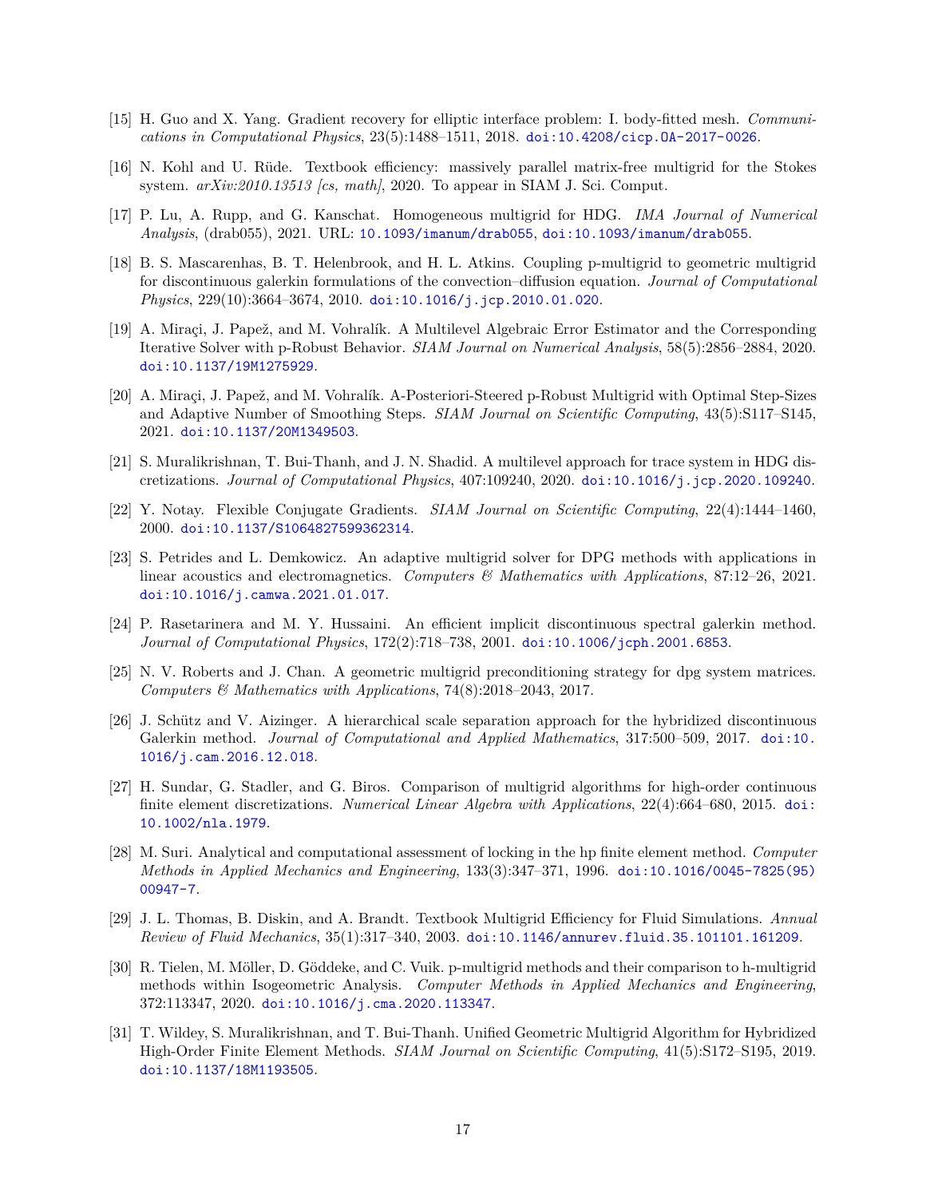[15] H. Guo and X. Yang. Gradient recovery for elliptic interface problem: I. body-fitted mesh. *Communications in Computational Physics*, 23(5):1488–1511, 2018. doi:10.4208/cicp.OA-2017-0026.

[16] N. Kohl and U. Rüde. Textbook efficiency: massively parallel matrix-free multigrid for the Stokes system. *arXiv:2010.13513 [cs, math]*, 2020. To appear in SIAM J. Sci. Comput.

[17] P. Lu, A. Rupp, and G. Kanschat. Homogeneous multigrid for HDG. *IMA Journal of Numerical Analysis*, (drab055), 2021. URL: 10.1093/imanum/drab055, doi:10.1093/imanum/drab055.

[18] B. S. Mascarenhas, B. T. Helenbrook, and H. L. Atkins. Coupling p-multigrid to geometric multigrid for discontinuous galerkin formulations of the convection–diffusion equation. *Journal of Computational Physics*, 229(10):3664–3674, 2010. doi:10.1016/j.jcp.2010.01.020.

[19] A. Miraçi, J. Papež, and M. Vohralík. A Multilevel Algebraic Error Estimator and the Corresponding Iterative Solver with p-Robust Behavior. *SIAM Journal on Numerical Analysis*, 58(5):2856–2884, 2020. doi:10.1137/19M1275929.

[20] A. Miraçi, J. Papež, and M. Vohralík. A-Posteriori-Steered p-Robust Multigrid with Optimal Step-Sizes and Adaptive Number of Smoothing Steps. *SIAM Journal on Scientific Computing*, 43(5):S117–S145, 2021. doi:10.1137/20M1349503.

[21] S. Muralikrishnan, T. Bui-Thanh, and J. N. Shadid. A multilevel approach for trace system in HDG discretizations. *Journal of Computational Physics*, 407:109240, 2020. doi:10.1016/j.jcp.2020.109240.

[22] Y. Notay. Flexible Conjugate Gradients. *SIAM Journal on Scientific Computing*, 22(4):1444–1460, 2000. doi:10.1137/S1064827599362314.

[23] S. Petrides and L. Demkowicz. An adaptive multigrid solver for DPG methods with applications in linear acoustics and electromagnetics. *Computers & Mathematics with Applications*, 87:12–26, 2021. doi:10.1016/j.camwa.2021.01.017.

[24] P. Rasetarinera and M. Y. Hussaini. An efficient implicit discontinuous spectral galerkin method. *Journal of Computational Physics*, 172(2):718–738, 2001. doi:10.1006/jcph.2001.6853.

[25] N. V. Roberts and J. Chan. A geometric multigrid preconditioning strategy for dpg system matrices. *Computers & Mathematics with Applications*, 74(8):2018–2043, 2017.

[26] J. Schütz and V. Aizinger. A hierarchical scale separation approach for the hybridized discontinuous Galerkin method. *Journal of Computational and Applied Mathematics*, 317:500–509, 2017. doi:10.1016/j.cam.2016.12.018.

[27] H. Sundar, G. Stadler, and G. Biros. Comparison of multigrid algorithms for high-order continuous finite element discretizations. *Numerical Linear Algebra with Applications*, 22(4):664–680, 2015. doi:10.1002/nla.1979.

[28] M. Suri. Analytical and computational assessment of locking in the hp finite element method. *Computer Methods in Applied Mechanics and Engineering*, 133(3):347–371, 1996. doi:10.1016/0045-7825(95)00947-7.

[29] J. L. Thomas, B. Diskin, and A. Brandt. Textbook Multigrid Efficiency for Fluid Simulations. *Annual Review of Fluid Mechanics*, 35(1):317–340, 2003. doi:10.1146/annurev.fluid.35.101101.161209.

[30] R. Tielen, M. Möller, D. Göddeke, and C. Vuik. p-multigrid methods and their comparison to h-multigrid methods within Isogeometric Analysis. *Computer Methods in Applied Mechanics and Engineering*, 372:113347, 2020. doi:10.1016/j.cma.2020.113347.

[31] T. Wildey, S. Muralikrishnan, and T. Bui-Thanh. Unified Geometric Multigrid Algorithm for Hybridized High-Order Finite Element Methods. *SIAM Journal on Scientific Computing*, 41(5):S172–S195, 2019. doi:10.1137/18M1193505.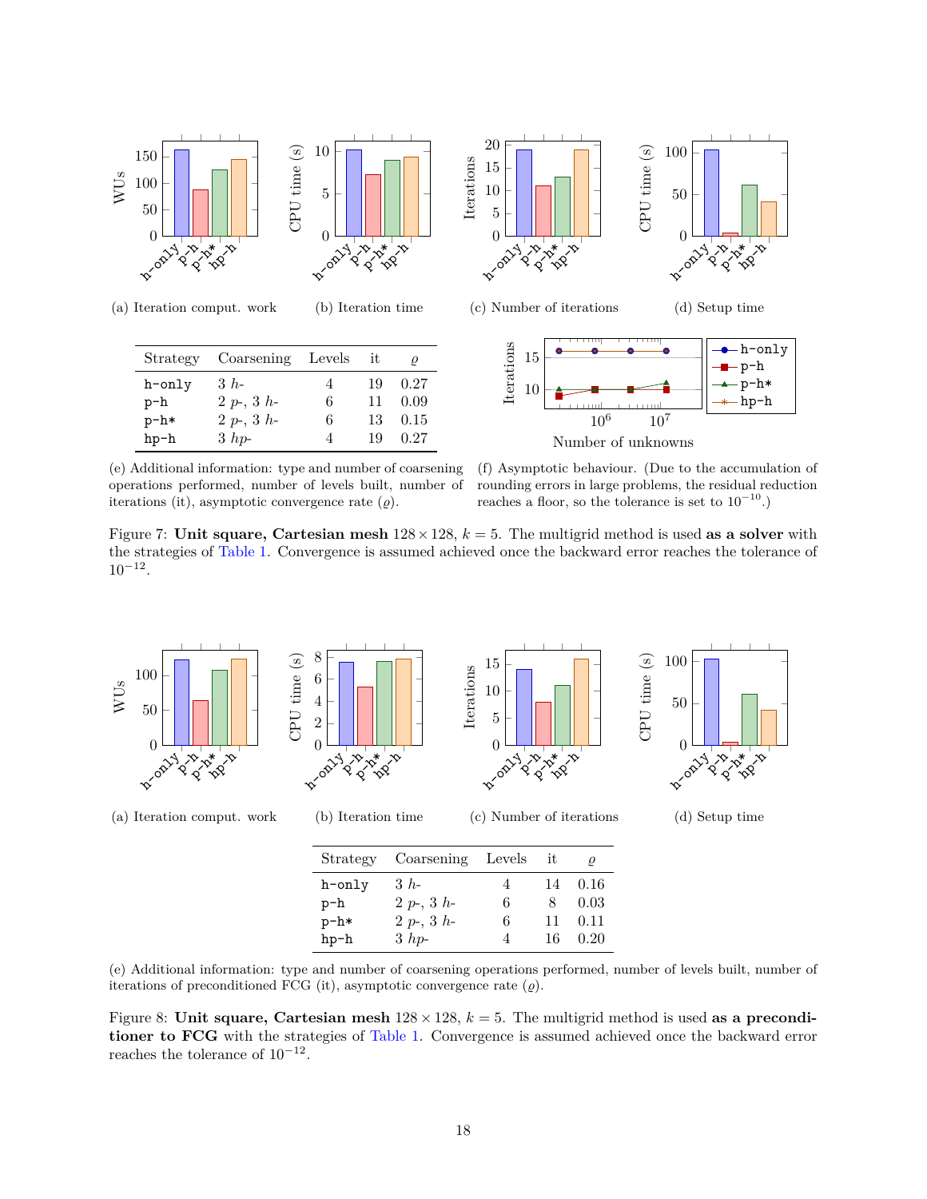(a) Iteration comput. work

(b) Iteration time

(c) Number of iterations

(d) Setup time

| Strategy | Coarsening | Levels | it | $\varrho$ |
|---|---|---|---|---|
| h-only | 3 $h$- | 4 | 19 | 0.27 |
| p-h | 2 $p$-, 3 $h$- | 6 | 11 | 0.09 |
| p-h* | 2 $p$-, 3 $h$- | 6 | 13 | 0.15 |
| hp-h | 3 $hp$- | 4 | 19 | 0.27 |

(e) Additional information: type and number of coarsening operations performed, number of levels built, number of iterations (it), asymptotic convergence rate ($\varrho$).

(f) Asymptotic behaviour. (Due to the accumulation of rounding errors in large problems, the residual reduction reaches a floor, so the tolerance is set to $10^{-10}$.)

Figure 7: **Unit square, Cartesian mesh** $128 \times 128$, $k = 5$. The multigrid method is used **as a solver** with the strategies of Table 1. Convergence is assumed achieved once the backward error reaches the tolerance of $10^{-12}$.

(a) Iteration comput. work

(b) Iteration time

(c) Number of iterations

(d) Setup time

| Strategy | Coarsening | Levels | it | $\varrho$ |
|---|---|---|---|---|
| h-only | 3 $h$- | 4 | 14 | 0.16 |
| p-h | 2 $p$-, 3 $h$- | 6 | 8 | 0.03 |
| p-h* | 2 $p$-, 3 $h$- | 6 | 11 | 0.11 |
| hp-h | 3 $hp$- | 4 | 16 | 0.20 |

(e) Additional information: type and number of coarsening operations performed, number of levels built, number of iterations of preconditioned FCG (it), asymptotic convergence rate ($\varrho$).

Figure 8: **Unit square, Cartesian mesh** $128 \times 128$, $k = 5$. The multigrid method is used **as a preconditioner to FCG** with the strategies of Table 1. Convergence is assumed achieved once the backward error reaches the tolerance of $10^{-12}$.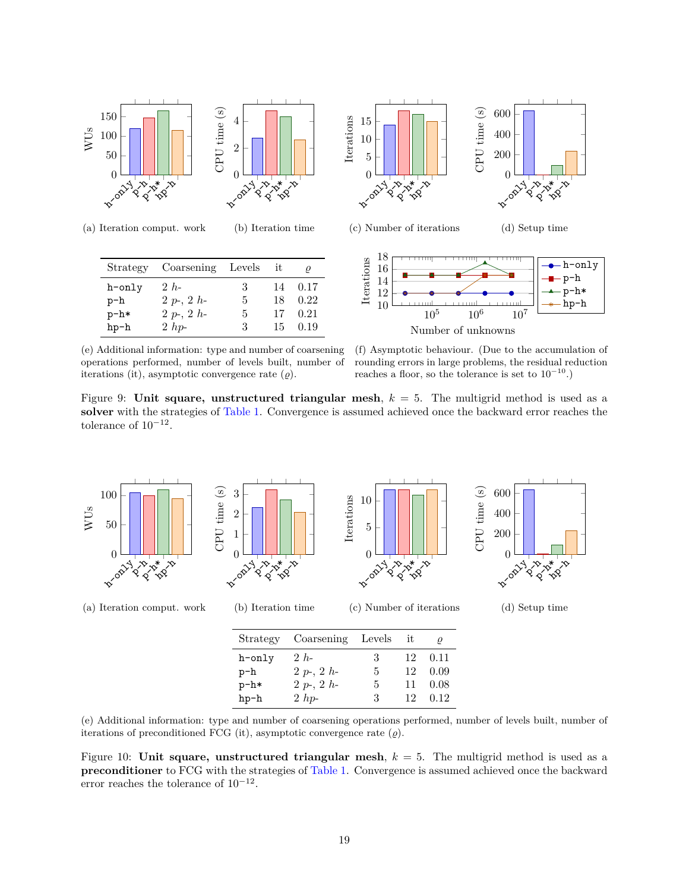(a) Iteration comput. work

(b) Iteration time

(c) Number of iterations

(d) Setup time

| Strategy | Coarsening | Levels | it | $\varrho$ |
|---|---|---|---|---|
| h-only | 2 $h$- | 3 | 14 | 0.17 |
| p-h | 2 $p$-, 2 $h$- | 5 | 18 | 0.22 |
| p-h* | 2 $p$-, 2 $h$- | 5 | 17 | 0.21 |
| hp-h | 2 $hp$- | 3 | 15 | 0.19 |

(e) Additional information: type and number of coarsening operations performed, number of levels built, number of iterations (it), asymptotic convergence rate ($\varrho$).

(f) Asymptotic behaviour. (Due to the accumulation of rounding errors in large problems, the residual reduction reaches a floor, so the tolerance is set to $10^{-10}$.)

Figure 9: **Unit square, unstructured triangular mesh**, $k = 5$. The multigrid method is used as a **solver** with the strategies of Table 1. Convergence is assumed achieved once the backward error reaches the tolerance of $10^{-12}$.

(a) Iteration comput. work

(b) Iteration time

(c) Number of iterations

(d) Setup time

| Strategy | Coarsening | Levels | it | $\varrho$ |
|---|---|---|---|---|
| h-only | 2 $h$- | 3 | 12 | 0.11 |
| p-h | 2 $p$-, 2 $h$- | 5 | 12 | 0.09 |
| p-h* | 2 $p$-, 2 $h$- | 5 | 11 | 0.08 |
| hp-h | 2 $hp$- | 3 | 12 | 0.12 |

(e) Additional information: type and number of coarsening operations performed, number of levels built, number of iterations of preconditioned FCG (it), asymptotic convergence rate ($\varrho$).

Figure 10: **Unit square, unstructured triangular mesh**, $k = 5$. The multigrid method is used as a **preconditioner** to FCG with the strategies of Table 1. Convergence is assumed achieved once the backward error reaches the tolerance of $10^{-12}$.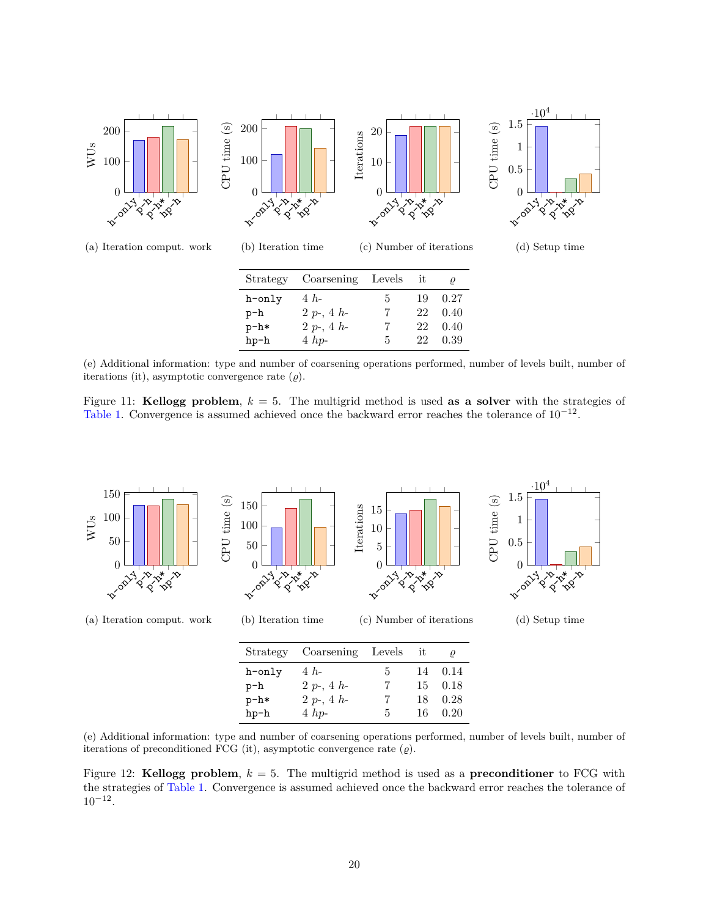(a) Iteration comput. work

(b) Iteration time

(c) Number of iterations

(d) Setup time

| Strategy | Coarsening | Levels | it | $\varrho$ |
|---|---|---|---|---|
| h-only | 4 $h$- | 5 | 19 | 0.27 |
| p-h | 2 $p$-, 4 $h$- | 7 | 22 | 0.40 |
| p-h* | 2 $p$-, 4 $h$- | 7 | 22 | 0.40 |
| hp-h | 4 $hp$- | 5 | 22 | 0.39 |

(e) Additional information: type and number of coarsening operations performed, number of levels built, number of iterations (it), asymptotic convergence rate ($\varrho$).

Figure 11: **Kellogg problem**, $k = 5$. The multigrid method is used **as a solver** with the strategies of Table 1. Convergence is assumed achieved once the backward error reaches the tolerance of $10^{-12}$.

(a) Iteration comput. work

(b) Iteration time

(c) Number of iterations

(d) Setup time

| Strategy | Coarsening | Levels | it | $\varrho$ |
|---|---|---|---|---|
| h-only | 4 $h$- | 5 | 14 | 0.14 |
| p-h | 2 $p$-, 4 $h$- | 7 | 15 | 0.18 |
| p-h* | 2 $p$-, 4 $h$- | 7 | 18 | 0.28 |
| hp-h | 4 $hp$- | 5 | 16 | 0.20 |

(e) Additional information: type and number of coarsening operations performed, number of levels built, number of iterations of preconditioned FCG (it), asymptotic convergence rate ($\varrho$).

Figure 12: **Kellogg problem**, $k = 5$. The multigrid method is used as a **preconditioner** to FCG with the strategies of Table 1. Convergence is assumed achieved once the backward error reaches the tolerance of $10^{-12}$.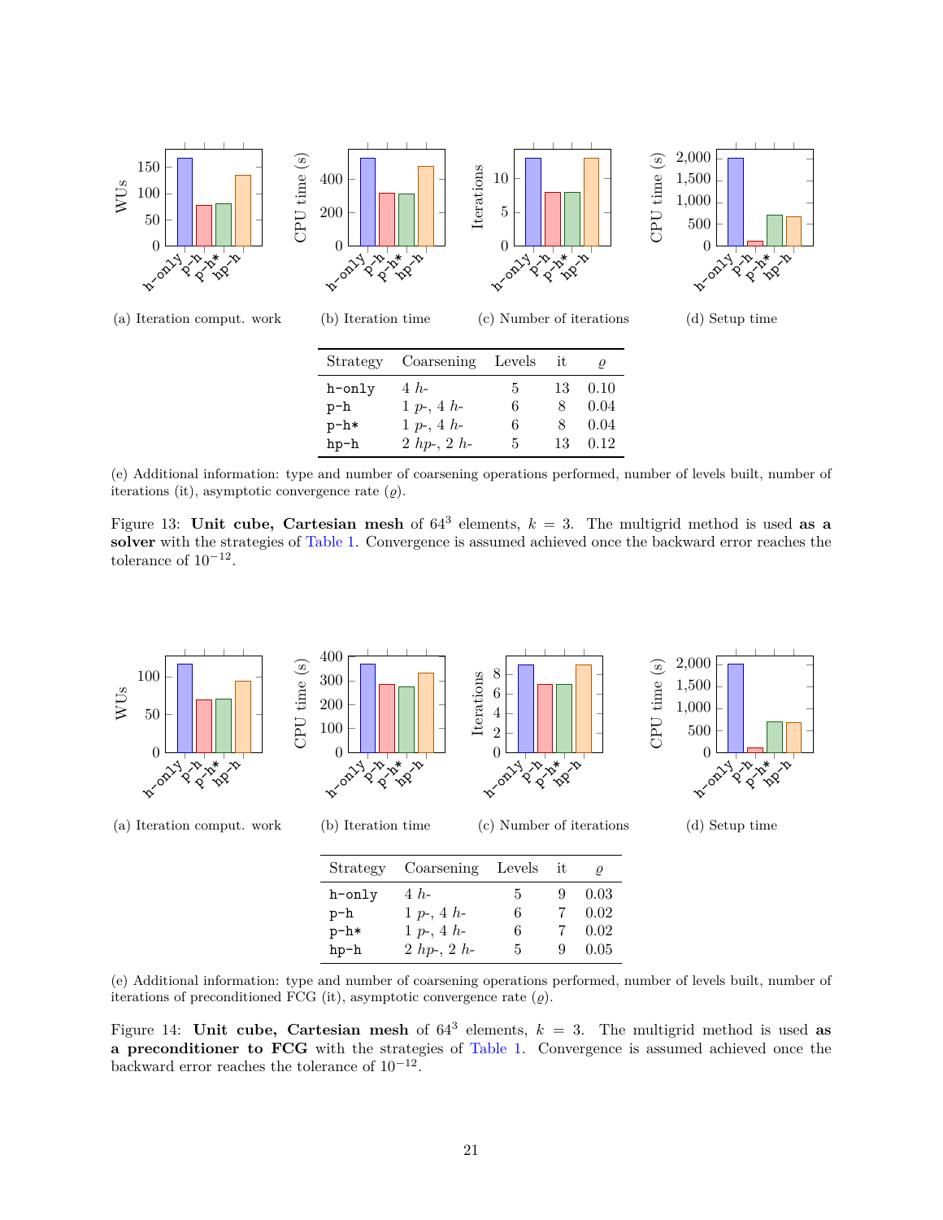(a) Iteration comput. work

(b) Iteration time

(c) Number of iterations

(d) Setup time

| Strategy | Coarsening | Levels | it | $\varrho$ |
|---|---|---|---|---|
| h-only | 4 $h$- | 5 | 13 | 0.10 |
| p-h | 1 $p$-, 4 $h$- | 6 | 8 | 0.04 |
| p-h* | 1 $p$-, 4 $h$- | 6 | 8 | 0.04 |
| hp-h | 2 $hp$-, 2 $h$- | 5 | 13 | 0.12 |

(e) Additional information: type and number of coarsening operations performed, number of levels built, number of iterations (it), asymptotic convergence rate ($\varrho$).

Figure 13: **Unit cube, Cartesian mesh** of $64^3$ elements, $k = 3$. The multigrid method is used **as a solver** with the strategies of Table 1. Convergence is assumed achieved once the backward error reaches the tolerance of $10^{-12}$.

(a) Iteration comput. work

(b) Iteration time

(c) Number of iterations

(d) Setup time

| Strategy | Coarsening | Levels | it | $\varrho$ |
|---|---|---|---|---|
| h-only | 4 $h$- | 5 | 9 | 0.03 |
| p-h | 1 $p$-, 4 $h$- | 6 | 7 | 0.02 |
| p-h* | 1 $p$-, 4 $h$- | 6 | 7 | 0.02 |
| hp-h | 2 $hp$-, 2 $h$- | 5 | 9 | 0.05 |

(e) Additional information: type and number of coarsening operations performed, number of levels built, number of iterations of preconditioned FCG (it), asymptotic convergence rate ($\varrho$).

Figure 14: **Unit cube, Cartesian mesh** of $64^3$ elements, $k = 3$. The multigrid method is used **as a preconditioner to FCG** with the strategies of Table 1. Convergence is assumed achieved once the backward error reaches the tolerance of $10^{-12}$.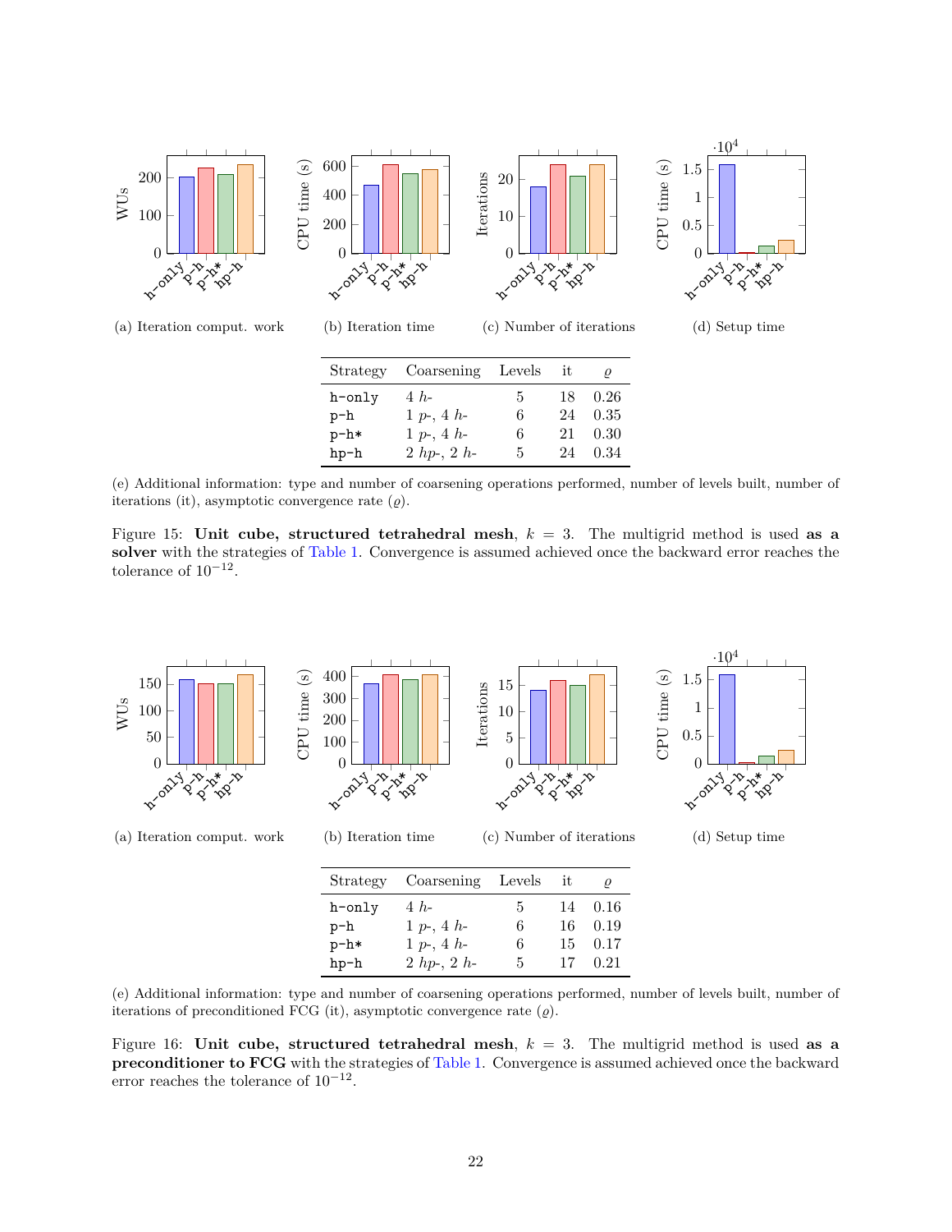(a) Iteration comput. work

(b) Iteration time

(c) Number of iterations

(d) Setup time

| Strategy | Coarsening | Levels | it | $\varrho$ |
|---|---|---|---|---|
| h-only | 4 $h$- | 5 | 18 | 0.26 |
| p-h | 1 $p$-, 4 $h$- | 6 | 24 | 0.35 |
| p-h* | 1 $p$-, 4 $h$- | 6 | 21 | 0.30 |
| hp-h | 2 $hp$-, 2 $h$- | 5 | 24 | 0.34 |

(e) Additional information: type and number of coarsening operations performed, number of levels built, number of iterations (it), asymptotic convergence rate ($\varrho$).

Figure 15: **Unit cube, structured tetrahedral mesh**, $k = 3$. The multigrid method is used **as a solver** with the strategies of Table 1. Convergence is assumed achieved once the backward error reaches the tolerance of $10^{-12}$.

(a) Iteration comput. work

(b) Iteration time

(c) Number of iterations

(d) Setup time

| Strategy | Coarsening | Levels | it | $\varrho$ |
|---|---|---|---|---|
| h-only | 4 $h$- | 5 | 14 | 0.16 |
| p-h | 1 $p$-, 4 $h$- | 6 | 16 | 0.19 |
| p-h* | 1 $p$-, 4 $h$- | 6 | 15 | 0.17 |
| hp-h | 2 $hp$-, 2 $h$- | 5 | 17 | 0.21 |

(e) Additional information: type and number of coarsening operations performed, number of levels built, number of iterations of preconditioned FCG (it), asymptotic convergence rate ($\varrho$).

Figure 16: **Unit cube, structured tetrahedral mesh**, $k = 3$. The multigrid method is used **as a preconditioner to FCG** with the strategies of Table 1. Convergence is assumed achieved once the backward error reaches the tolerance of $10^{-12}$.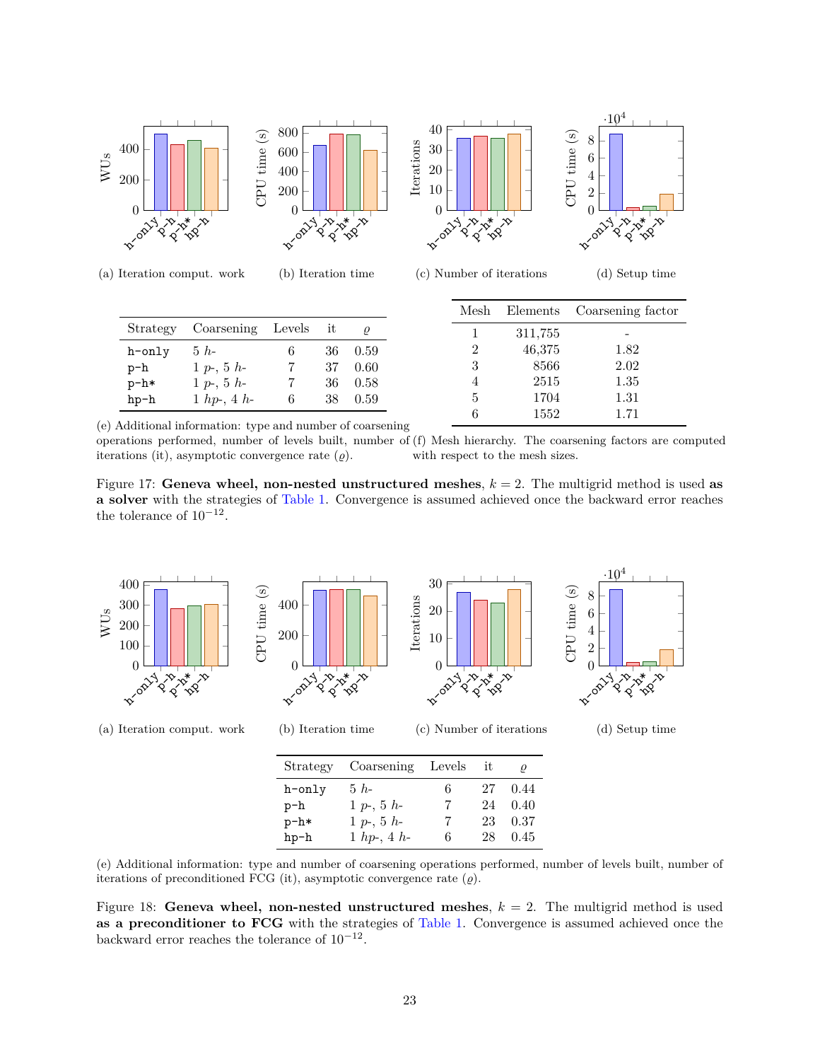WUs

0
200
400

h-only p-h p-h* hp-h

(a) Iteration comput. work

CPU time (s)

0
200
400
600
800

h-only p-h p-h* hp-h

(b) Iteration time

Iterations

0
10
20
30
40

h-only p-h p-h* hp-h

(c) Number of iterations

$\cdot 10^4$

CPU time (s)

0
2
4
6
8

h-only p-h p-h* hp-h

(d) Setup time

| Strategy | Coarsening | Levels | it | $\varrho$ |
|---|---|---|---|---|
| h-only | 5 $h$- | 6 | 36 | 0.59 |
| p-h | 1 $p$-, 5 $h$- | 7 | 37 | 0.60 |
| p-h* | 1 $p$-, 5 $h$- | 7 | 36 | 0.58 |
| hp-h | 1 $hp$-, 4 $h$- | 6 | 38 | 0.59 |

(e) Additional information: type and number of coarsening operations performed, number of levels built, number of iterations (it), asymptotic convergence rate ($\varrho$).

| Mesh | Elements | Coarsening factor |
|---|---|---|
| 1 | 311,755 | - |
| 2 | 46,375 | 1.82 |
| 3 | 8566 | 2.02 |
| 4 | 2515 | 1.35 |
| 5 | 1704 | 1.31 |
| 6 | 1552 | 1.71 |

(f) Mesh hierarchy. The coarsening factors are computed with respect to the mesh sizes.

Figure 17: **Geneva wheel, non-nested unstructured meshes**, $k = 2$. The multigrid method is used **as a solver** with the strategies of Table 1. Convergence is assumed achieved once the backward error reaches the tolerance of $10^{-12}$.

WUs

0
100
200
300
400

h-only p-h p-h* hp-h

(a) Iteration comput. work

CPU time (s)

0
200
400

h-only p-h p-h* hp-h

(b) Iteration time

Iterations

0
10
20
30

h-only p-h p-h* hp-h

(c) Number of iterations

$\cdot 10^4$

CPU time (s)

0
2
4
6
8

h-only p-h p-h* hp-h

(d) Setup time

| Strategy | Coarsening | Levels | it | $\varrho$ |
|---|---|---|---|---|
| h-only | 5 $h$- | 6 | 27 | 0.44 |
| p-h | 1 $p$-, 5 $h$- | 7 | 24 | 0.40 |
| p-h* | 1 $p$-, 5 $h$- | 7 | 23 | 0.37 |
| hp-h | 1 $hp$-, 4 $h$- | 6 | 28 | 0.45 |

(e) Additional information: type and number of coarsening operations performed, number of levels built, number of iterations of preconditioned FCG (it), asymptotic convergence rate ($\varrho$).

Figure 18: **Geneva wheel, non-nested unstructured meshes**, $k = 2$. The multigrid method is used **as a preconditioner to FCG** with the strategies of Table 1. Convergence is assumed achieved once the backward error reaches the tolerance of $10^{-12}$.